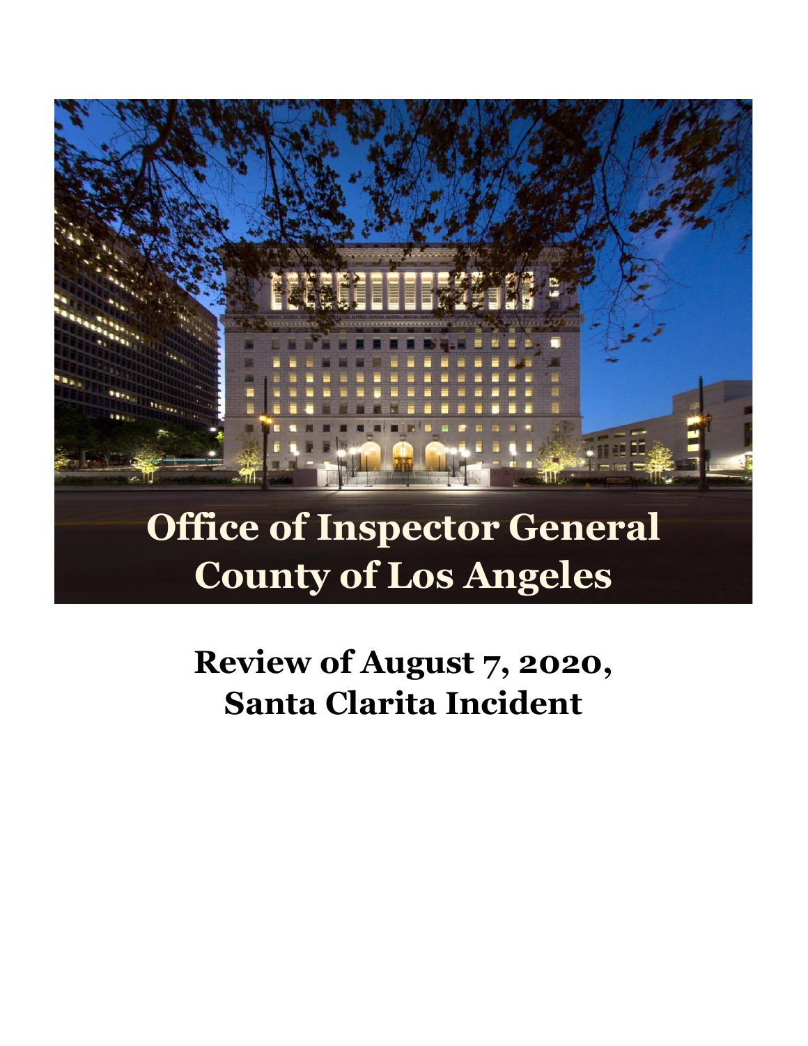# Office of Inspector General
# County of Los Angeles

# Review of August 7, 2020, Santa Clarita Incident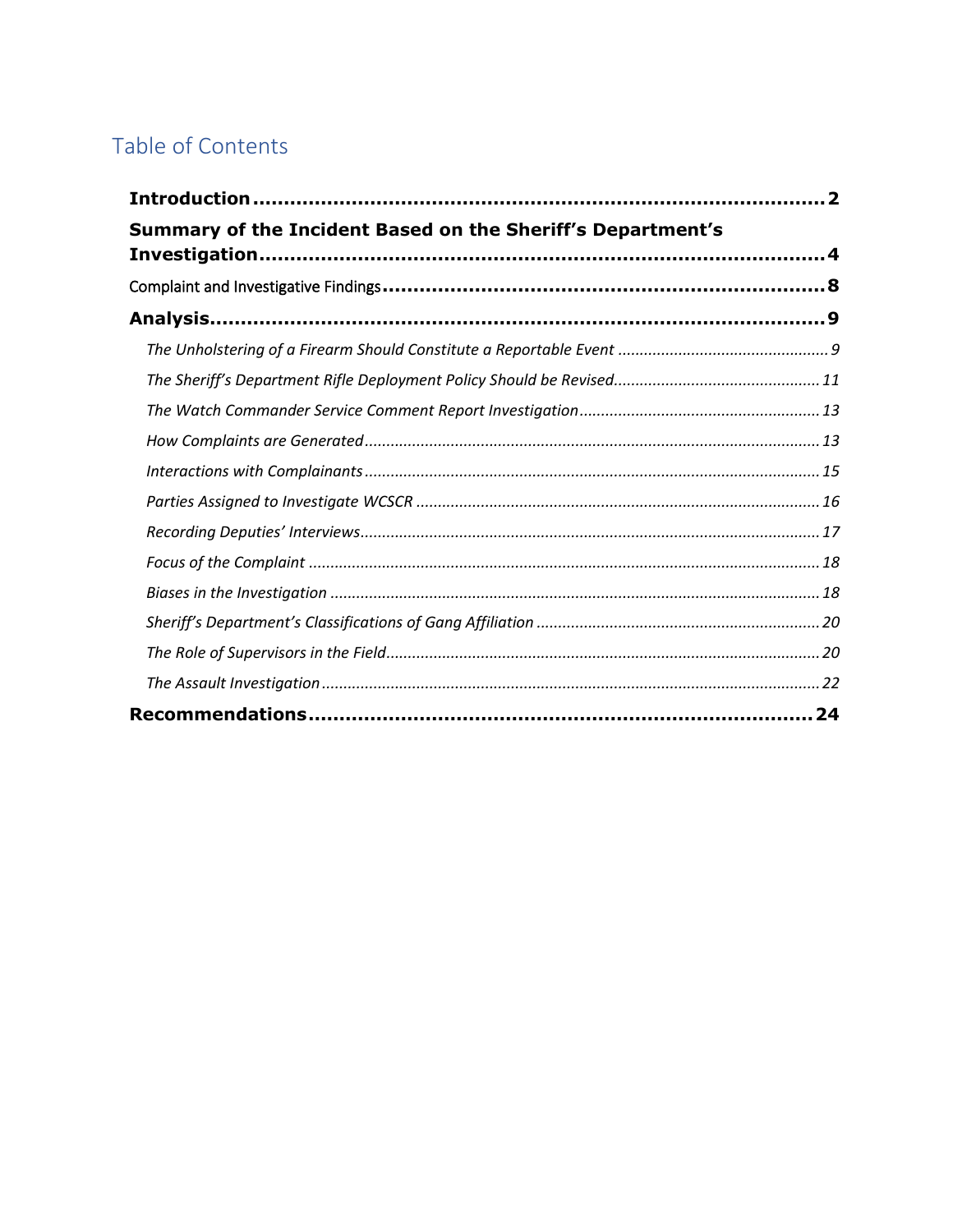# Table of Contents

**Introduction** .......... **2**

**Summary of the Incident Based on the Sheriff's Department's Investigation** .......... **4**

Complaint and Investigative Findings .......... **8**

**Analysis** .......... **9**

- *The Unholstering of a Firearm Should Constitute a Reportable Event* .......... *9*
- *The Sheriff's Department Rifle Deployment Policy Should be Revised* .......... *11*
- *The Watch Commander Service Comment Report Investigation* .......... *13*
- *How Complaints are Generated* .......... *13*
- *Interactions with Complainants* .......... *15*
- *Parties Assigned to Investigate WCSCR* .......... *16*
- *Recording Deputies' Interviews* .......... *17*
- *Focus of the Complaint* .......... *18*
- *Biases in the Investigation* .......... *18*
- *Sheriff's Department's Classifications of Gang Affiliation* .......... *20*
- *The Role of Supervisors in the Field* .......... *20*
- *The Assault Investigation* .......... *22*

**Recommendations** .......... **24**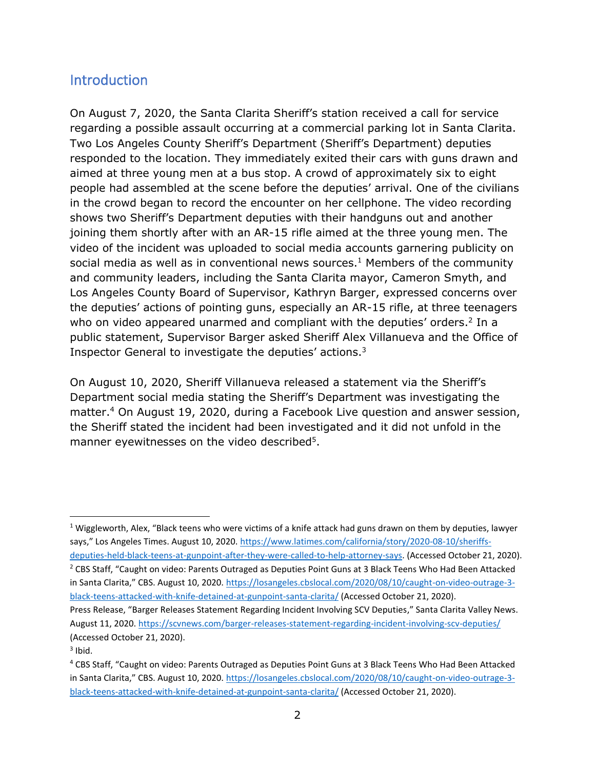## Introduction

On August 7, 2020, the Santa Clarita Sheriff's station received a call for service regarding a possible assault occurring at a commercial parking lot in Santa Clarita. Two Los Angeles County Sheriff's Department (Sheriff's Department) deputies responded to the location. They immediately exited their cars with guns drawn and aimed at three young men at a bus stop. A crowd of approximately six to eight people had assembled at the scene before the deputies' arrival. One of the civilians in the crowd began to record the encounter on her cellphone. The video recording shows two Sheriff's Department deputies with their handguns out and another joining them shortly after with an AR-15 rifle aimed at the three young men. The video of the incident was uploaded to social media accounts garnering publicity on social media as well as in conventional news sources.[1] Members of the community and community leaders, including the Santa Clarita mayor, Cameron Smyth, and Los Angeles County Board of Supervisor, Kathryn Barger, expressed concerns over the deputies' actions of pointing guns, especially an AR-15 rifle, at three teenagers who on video appeared unarmed and compliant with the deputies' orders.[2] In a public statement, Supervisor Barger asked Sheriff Alex Villanueva and the Office of Inspector General to investigate the deputies' actions.[3]

On August 10, 2020, Sheriff Villanueva released a statement via the Sheriff's Department social media stating the Sheriff's Department was investigating the matter.[4] On August 19, 2020, during a Facebook Live question and answer session, the Sheriff stated the incident had been investigated and it did not unfold in the manner eyewitnesses on the video described[5].

---

[1] Wiggleworth, Alex, "Black teens who were victims of a knife attack had guns drawn on them by deputies, lawyer says," Los Angeles Times. August 10, 2020. https://www.latimes.com/california/story/2020-08-10/sheriffs-deputies-held-black-teens-at-gunpoint-after-they-were-called-to-help-attorney-says. (Accessed October 21, 2020).

[2] CBS Staff, "Caught on video: Parents Outraged as Deputies Point Guns at 3 Black Teens Who Had Been Attacked in Santa Clarita," CBS. August 10, 2020. https://losangeles.cbslocal.com/2020/08/10/caught-on-video-outrage-3-black-teens-attacked-with-knife-detained-at-gunpoint-santa-clarita/ (Accessed October 21, 2020).
Press Release, "Barger Releases Statement Regarding Incident Involving SCV Deputies," Santa Clarita Valley News. August 11, 2020. https://scvnews.com/barger-releases-statement-regarding-incident-involving-scv-deputies/ (Accessed October 21, 2020).

[3] Ibid.

[4] CBS Staff, "Caught on video: Parents Outraged as Deputies Point Guns at 3 Black Teens Who Had Been Attacked in Santa Clarita," CBS. August 10, 2020. https://losangeles.cbslocal.com/2020/08/10/caught-on-video-outrage-3-black-teens-attacked-with-knife-detained-at-gunpoint-santa-clarita/ (Accessed October 21, 2020).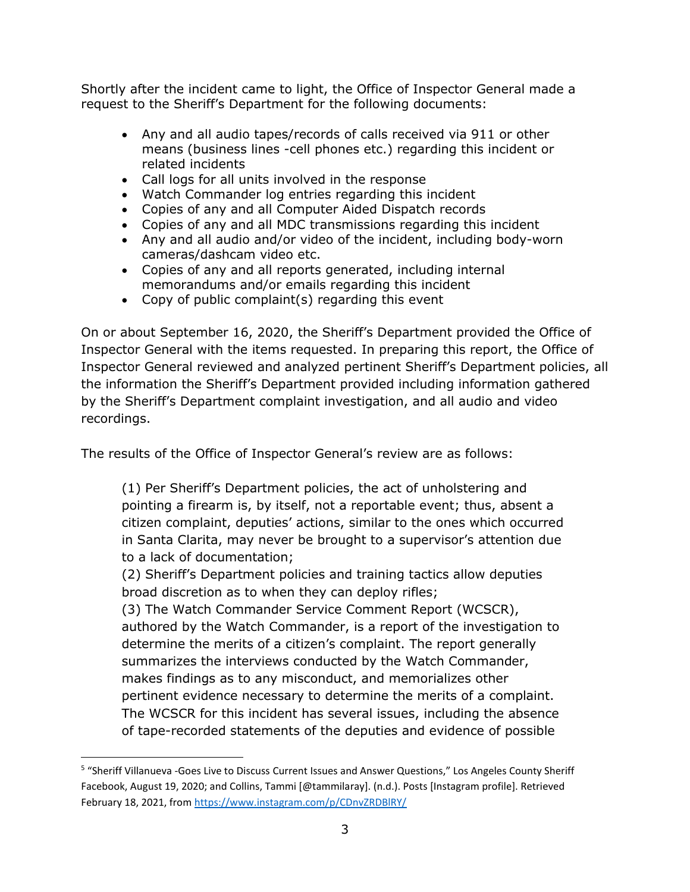Shortly after the incident came to light, the Office of Inspector General made a request to the Sheriff's Department for the following documents:

- Any and all audio tapes/records of calls received via 911 or other means (business lines -cell phones etc.) regarding this incident or related incidents
- Call logs for all units involved in the response
- Watch Commander log entries regarding this incident
- Copies of any and all Computer Aided Dispatch records
- Copies of any and all MDC transmissions regarding this incident
- Any and all audio and/or video of the incident, including body-worn cameras/dashcam video etc.
- Copies of any and all reports generated, including internal memorandums and/or emails regarding this incident
- Copy of public complaint(s) regarding this event

On or about September 16, 2020, the Sheriff's Department provided the Office of Inspector General with the items requested. In preparing this report, the Office of Inspector General reviewed and analyzed pertinent Sheriff's Department policies, all the information the Sheriff's Department provided including information gathered by the Sheriff's Department complaint investigation, and all audio and video recordings.

The results of the Office of Inspector General's review are as follows:

> (1) Per Sheriff's Department policies, the act of unholstering and pointing a firearm is, by itself, not a reportable event; thus, absent a citizen complaint, deputies' actions, similar to the ones which occurred in Santa Clarita, may never be brought to a supervisor's attention due to a lack of documentation;
> (2) Sheriff's Department policies and training tactics allow deputies broad discretion as to when they can deploy rifles;
> (3) The Watch Commander Service Comment Report (WCSCR), authored by the Watch Commander, is a report of the investigation to determine the merits of a citizen's complaint. The report generally summarizes the interviews conducted by the Watch Commander, makes findings as to any misconduct, and memorializes other pertinent evidence necessary to determine the merits of a complaint. The WCSCR for this incident has several issues, including the absence of tape-recorded statements of the deputies and evidence of possible

---

[5] "Sheriff Villanueva -Goes Live to Discuss Current Issues and Answer Questions," Los Angeles County Sheriff Facebook, August 19, 2020; and Collins, Tammi [@tammilaray]. (n.d.). Posts [Instagram profile]. Retrieved February 18, 2021, from https://www.instagram.com/p/CDnvZRDBlRY/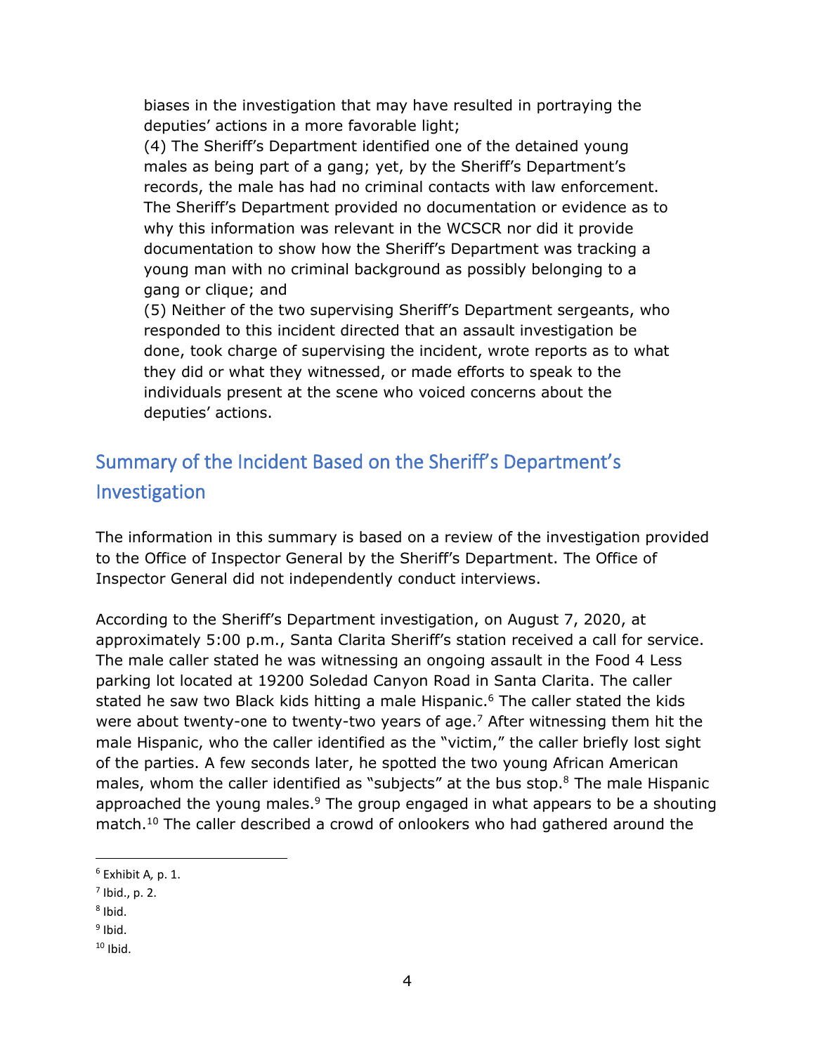biases in the investigation that may have resulted in portraying the deputies' actions in a more favorable light;

(4) The Sheriff's Department identified one of the detained young males as being part of a gang; yet, by the Sheriff's Department's records, the male has had no criminal contacts with law enforcement. The Sheriff's Department provided no documentation or evidence as to why this information was relevant in the WCSCR nor did it provide documentation to show how the Sheriff's Department was tracking a young man with no criminal background as possibly belonging to a gang or clique; and

(5) Neither of the two supervising Sheriff's Department sergeants, who responded to this incident directed that an assault investigation be done, took charge of supervising the incident, wrote reports as to what they did or what they witnessed, or made efforts to speak to the individuals present at the scene who voiced concerns about the deputies' actions.

## Summary of the Incident Based on the Sheriff's Department's Investigation

The information in this summary is based on a review of the investigation provided to the Office of Inspector General by the Sheriff's Department. The Office of Inspector General did not independently conduct interviews.

According to the Sheriff's Department investigation, on August 7, 2020, at approximately 5:00 p.m., Santa Clarita Sheriff's station received a call for service. The male caller stated he was witnessing an ongoing assault in the Food 4 Less parking lot located at 19200 Soledad Canyon Road in Santa Clarita. The caller stated he saw two Black kids hitting a male Hispanic.[6] The caller stated the kids were about twenty-one to twenty-two years of age.[7] After witnessing them hit the male Hispanic, who the caller identified as the "victim," the caller briefly lost sight of the parties. A few seconds later, he spotted the two young African American males, whom the caller identified as "subjects" at the bus stop.[8] The male Hispanic approached the young males.[9] The group engaged in what appears to be a shouting match.[10] The caller described a crowd of onlookers who had gathered around the

---

[6] Exhibit A, p. 1.

[7] Ibid., p. 2.

[8] Ibid.

[9] Ibid.

[10] Ibid.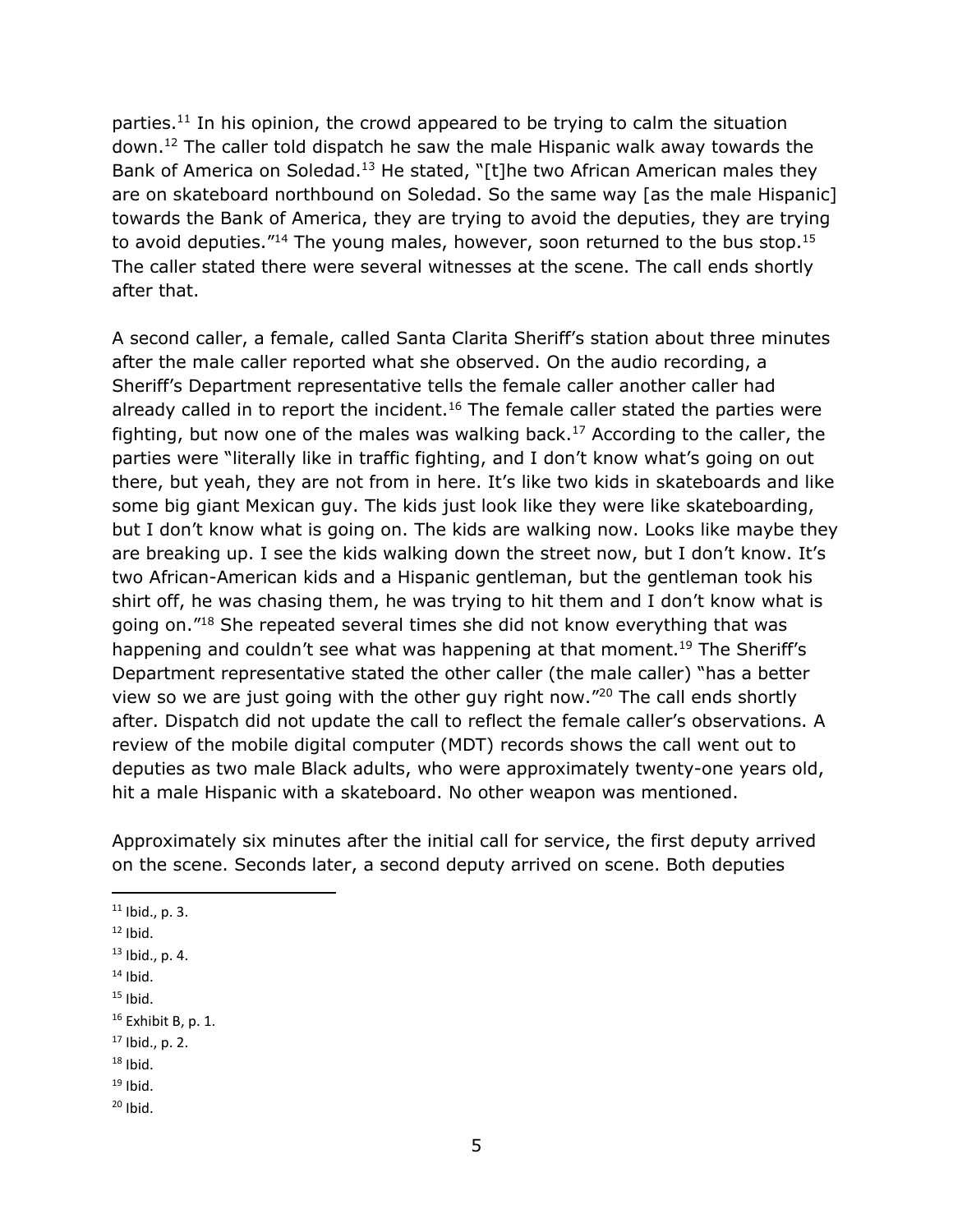parties.[11] In his opinion, the crowd appeared to be trying to calm the situation down.[12] The caller told dispatch he saw the male Hispanic walk away towards the Bank of America on Soledad.[13] He stated, "[t]he two African American males they are on skateboard northbound on Soledad. So the same way [as the male Hispanic] towards the Bank of America, they are trying to avoid the deputies, they are trying to avoid deputies."[14] The young males, however, soon returned to the bus stop.[15] The caller stated there were several witnesses at the scene. The call ends shortly after that.

A second caller, a female, called Santa Clarita Sheriff's station about three minutes after the male caller reported what she observed. On the audio recording, a Sheriff's Department representative tells the female caller another caller had already called in to report the incident.[16] The female caller stated the parties were fighting, but now one of the males was walking back.[17] According to the caller, the parties were "literally like in traffic fighting, and I don't know what's going on out there, but yeah, they are not from in here. It's like two kids in skateboards and like some big giant Mexican guy. The kids just look like they were like skateboarding, but I don't know what is going on. The kids are walking now. Looks like maybe they are breaking up. I see the kids walking down the street now, but I don't know. It's two African-American kids and a Hispanic gentleman, but the gentleman took his shirt off, he was chasing them, he was trying to hit them and I don't know what is going on."[18] She repeated several times she did not know everything that was happening and couldn't see what was happening at that moment.[19] The Sheriff's Department representative stated the other caller (the male caller) "has a better view so we are just going with the other guy right now."[20] The call ends shortly after. Dispatch did not update the call to reflect the female caller's observations. A review of the mobile digital computer (MDT) records shows the call went out to deputies as two male Black adults, who were approximately twenty-one years old, hit a male Hispanic with a skateboard. No other weapon was mentioned.

Approximately six minutes after the initial call for service, the first deputy arrived on the scene. Seconds later, a second deputy arrived on scene. Both deputies

---

[11] Ibid., p. 3.
[12] Ibid.
[13] Ibid., p. 4.
[14] Ibid.
[15] Ibid.
[16] Exhibit B, p. 1.
[17] Ibid., p. 2.
[18] Ibid.
[19] Ibid.
[20] Ibid.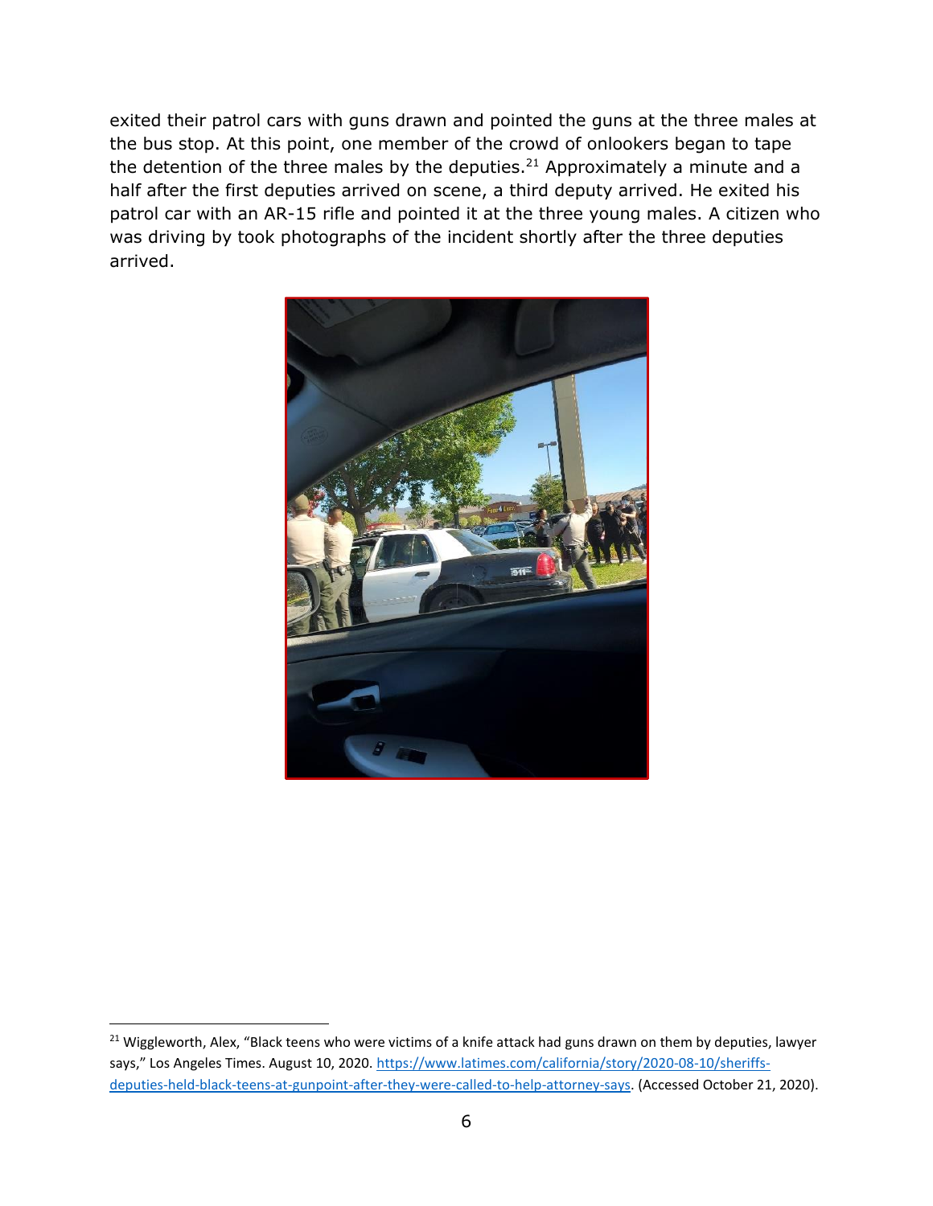exited their patrol cars with guns drawn and pointed the guns at the three males at the bus stop. At this point, one member of the crowd of onlookers began to tape the detention of the three males by the deputies.[21] Approximately a minute and a half after the first deputies arrived on scene, a third deputy arrived. He exited his patrol car with an AR-15 rifle and pointed it at the three young males. A citizen who was driving by took photographs of the incident shortly after the three deputies arrived.

[21] Wiggleworth, Alex, "Black teens who were victims of a knife attack had guns drawn on them by deputies, lawyer says," Los Angeles Times. August 10, 2020. https://www.latimes.com/california/story/2020-08-10/sheriffs-deputies-held-black-teens-at-gunpoint-after-they-were-called-to-help-attorney-says. (Accessed October 21, 2020).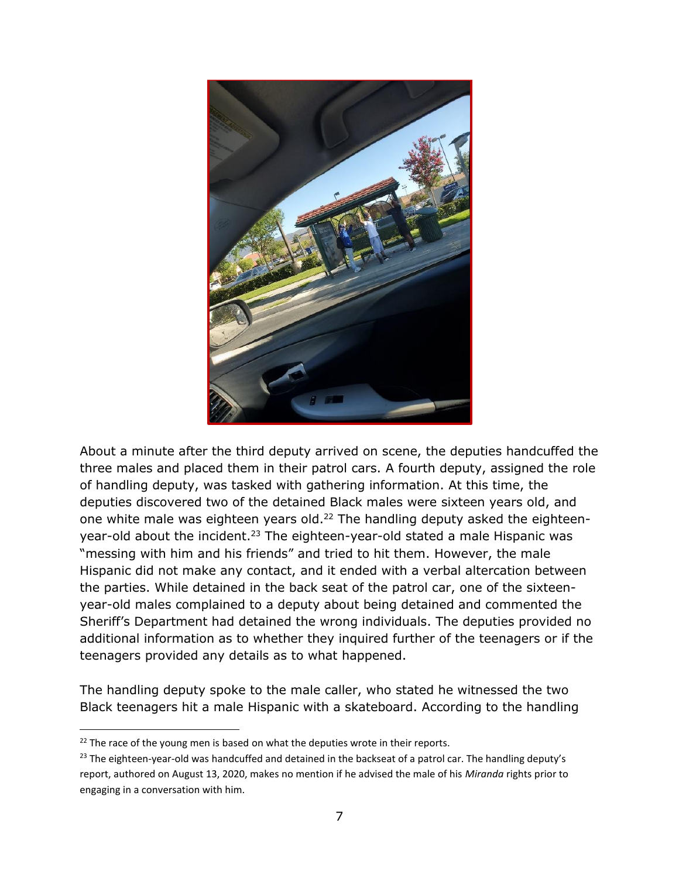About a minute after the third deputy arrived on scene, the deputies handcuffed the three males and placed them in their patrol cars. A fourth deputy, assigned the role of handling deputy, was tasked with gathering information. At this time, the deputies discovered two of the detained Black males were sixteen years old, and one white male was eighteen years old.[22] The handling deputy asked the eighteen-year-old about the incident.[23] The eighteen-year-old stated a male Hispanic was "messing with him and his friends" and tried to hit them. However, the male Hispanic did not make any contact, and it ended with a verbal altercation between the parties. While detained in the back seat of the patrol car, one of the sixteen-year-old males complained to a deputy about being detained and commented the Sheriff's Department had detained the wrong individuals. The deputies provided no additional information as to whether they inquired further of the teenagers or if the teenagers provided any details as to what happened.

The handling deputy spoke to the male caller, who stated he witnessed the two Black teenagers hit a male Hispanic with a skateboard. According to the handling

---

[22] The race of the young men is based on what the deputies wrote in their reports.

[23] The eighteen-year-old was handcuffed and detained in the backseat of a patrol car. The handling deputy's report, authored on August 13, 2020, makes no mention if he advised the male of his *Miranda* rights prior to engaging in a conversation with him.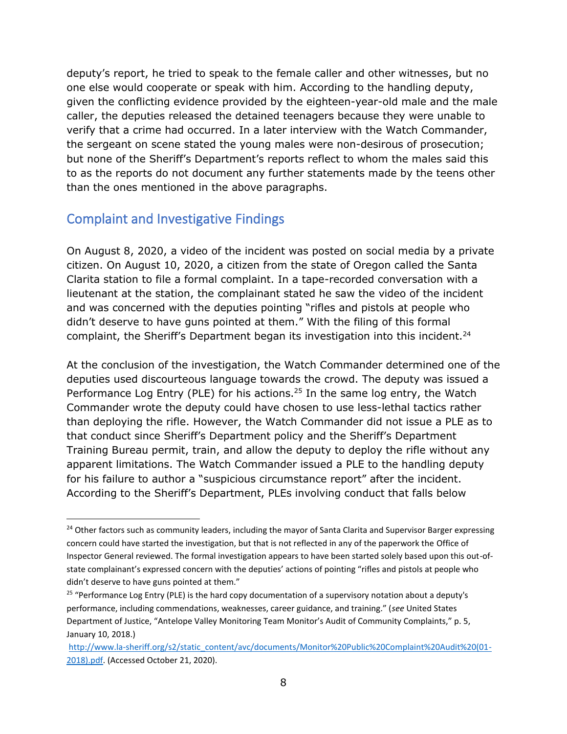deputy's report, he tried to speak to the female caller and other witnesses, but no one else would cooperate or speak with him. According to the handling deputy, given the conflicting evidence provided by the eighteen-year-old male and the male caller, the deputies released the detained teenagers because they were unable to verify that a crime had occurred. In a later interview with the Watch Commander, the sergeant on scene stated the young males were non-desirous of prosecution; but none of the Sheriff's Department's reports reflect to whom the males said this to as the reports do not document any further statements made by the teens other than the ones mentioned in the above paragraphs.

## Complaint and Investigative Findings

On August 8, 2020, a video of the incident was posted on social media by a private citizen. On August 10, 2020, a citizen from the state of Oregon called the Santa Clarita station to file a formal complaint. In a tape-recorded conversation with a lieutenant at the station, the complainant stated he saw the video of the incident and was concerned with the deputies pointing "rifles and pistols at people who didn't deserve to have guns pointed at them." With the filing of this formal complaint, the Sheriff's Department began its investigation into this incident.[24]

At the conclusion of the investigation, the Watch Commander determined one of the deputies used discourteous language towards the crowd. The deputy was issued a Performance Log Entry (PLE) for his actions.[25] In the same log entry, the Watch Commander wrote the deputy could have chosen to use less-lethal tactics rather than deploying the rifle. However, the Watch Commander did not issue a PLE as to that conduct since Sheriff's Department policy and the Sheriff's Department Training Bureau permit, train, and allow the deputy to deploy the rifle without any apparent limitations. The Watch Commander issued a PLE to the handling deputy for his failure to author a "suspicious circumstance report" after the incident. According to the Sheriff's Department, PLEs involving conduct that falls below

---

[24] Other factors such as community leaders, including the mayor of Santa Clarita and Supervisor Barger expressing concern could have started the investigation, but that is not reflected in any of the paperwork the Office of Inspector General reviewed. The formal investigation appears to have been started solely based upon this out-of-state complainant's expressed concern with the deputies' actions of pointing "rifles and pistols at people who didn't deserve to have guns pointed at them."

[25] "Performance Log Entry (PLE) is the hard copy documentation of a supervisory notation about a deputy's performance, including commendations, weaknesses, career guidance, and training." (*see* United States Department of Justice, "Antelope Valley Monitoring Team Monitor's Audit of Community Complaints," p. 5, January 10, 2018.)
http://www.la-sheriff.org/s2/static_content/avc/documents/Monitor%20Public%20Complaint%20Audit%20(01-2018).pdf. (Accessed October 21, 2020).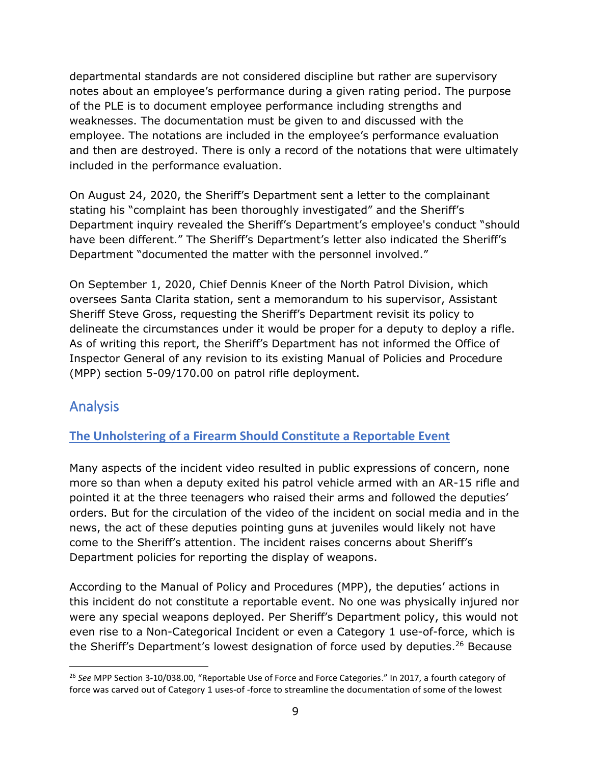departmental standards are not considered discipline but rather are supervisory notes about an employee's performance during a given rating period. The purpose of the PLE is to document employee performance including strengths and weaknesses. The documentation must be given to and discussed with the employee. The notations are included in the employee's performance evaluation and then are destroyed. There is only a record of the notations that were ultimately included in the performance evaluation.

On August 24, 2020, the Sheriff's Department sent a letter to the complainant stating his "complaint has been thoroughly investigated" and the Sheriff's Department inquiry revealed the Sheriff's Department's employee's conduct "should have been different." The Sheriff's Department's letter also indicated the Sheriff's Department "documented the matter with the personnel involved."

On September 1, 2020, Chief Dennis Kneer of the North Patrol Division, which oversees Santa Clarita station, sent a memorandum to his supervisor, Assistant Sheriff Steve Gross, requesting the Sheriff's Department revisit its policy to delineate the circumstances under it would be proper for a deputy to deploy a rifle. As of writing this report, the Sheriff's Department has not informed the Office of Inspector General of any revision to its existing Manual of Policies and Procedure (MPP) section 5-09/170.00 on patrol rifle deployment.

## Analysis

### The Unholstering of a Firearm Should Constitute a Reportable Event

Many aspects of the incident video resulted in public expressions of concern, none more so than when a deputy exited his patrol vehicle armed with an AR-15 rifle and pointed it at the three teenagers who raised their arms and followed the deputies' orders. But for the circulation of the video of the incident on social media and in the news, the act of these deputies pointing guns at juveniles would likely not have come to the Sheriff's attention. The incident raises concerns about Sheriff's Department policies for reporting the display of weapons.

According to the Manual of Policy and Procedures (MPP), the deputies' actions in this incident do not constitute a reportable event. No one was physically injured nor were any special weapons deployed. Per Sheriff's Department policy, this would not even rise to a Non-Categorical Incident or even a Category 1 use-of-force, which is the Sheriff's Department's lowest designation of force used by deputies.[26] Because

---

[26] *See* MPP Section 3-10/038.00, "Reportable Use of Force and Force Categories." In 2017, a fourth category of force was carved out of Category 1 uses-of -force to streamline the documentation of some of the lowest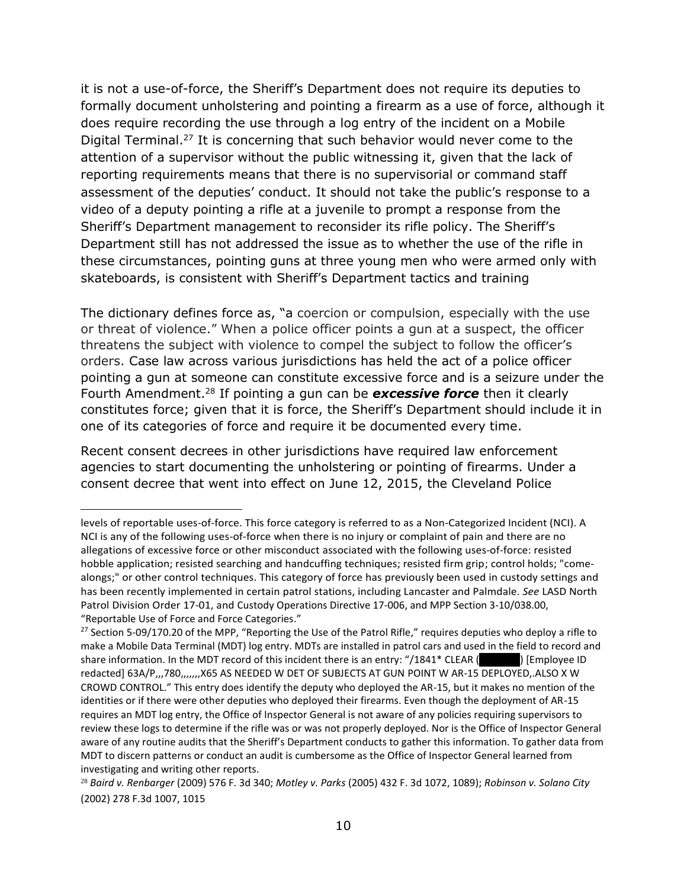it is not a use-of-force, the Sheriff's Department does not require its deputies to formally document unholstering and pointing a firearm as a use of force, although it does require recording the use through a log entry of the incident on a Mobile Digital Terminal.[27] It is concerning that such behavior would never come to the attention of a supervisor without the public witnessing it, given that the lack of reporting requirements means that there is no supervisorial or command staff assessment of the deputies' conduct. It should not take the public's response to a video of a deputy pointing a rifle at a juvenile to prompt a response from the Sheriff's Department management to reconsider its rifle policy. The Sheriff's Department still has not addressed the issue as to whether the use of the rifle in these circumstances, pointing guns at three young men who were armed only with skateboards, is consistent with Sheriff's Department tactics and training

The dictionary defines force as, "a coercion or compulsion, especially with the use or threat of violence." When a police officer points a gun at a suspect, the officer threatens the subject with violence to compel the subject to follow the officer's orders. Case law across various jurisdictions has held the act of a police officer pointing a gun at someone can constitute excessive force and is a seizure under the Fourth Amendment.[28] If pointing a gun can be ***excessive force*** then it clearly constitutes force; given that it is force, the Sheriff's Department should include it in one of its categories of force and require it be documented every time.

Recent consent decrees in other jurisdictions have required law enforcement agencies to start documenting the unholstering or pointing of firearms. Under a consent decree that went into effect on June 12, 2015, the Cleveland Police

---

levels of reportable uses-of-force. This force category is referred to as a Non-Categorized Incident (NCI). A NCI is any of the following uses-of-force when there is no injury or complaint of pain and there are no allegations of excessive force or other misconduct associated with the following uses-of-force: resisted hobble application; resisted searching and handcuffing techniques; resisted firm grip; control holds; "come-alongs;" or other control techniques. This category of force has previously been used in custody settings and has been recently implemented in certain patrol stations, including Lancaster and Palmdale. *See* LASD North Patrol Division Order 17-01, and Custody Operations Directive 17-006, and MPP Section 3-10/038.00, "Reportable Use of Force and Force Categories."

[27] Section 5-09/170.20 of the MPP, "Reporting the Use of the Patrol Rifle," requires deputies who deploy a rifle to make a Mobile Data Terminal (MDT) log entry. MDTs are installed in patrol cars and used in the field to record and share information. In the MDT record of this incident there is an entry: "/1841* CLEAR (██████) [Employee ID redacted] 63A/P,,,780,,,,,,,X65 AS NEEDED W DET OF SUBJECTS AT GUN POINT W AR-15 DEPLOYED,.ALSO X W CROWD CONTROL." This entry does identify the deputy who deployed the AR-15, but it makes no mention of the identities or if there were other deputies who deployed their firearms. Even though the deployment of AR-15 requires an MDT log entry, the Office of Inspector General is not aware of any policies requiring supervisors to review these logs to determine if the rifle was or was not properly deployed. Nor is the Office of Inspector General aware of any routine audits that the Sheriff's Department conducts to gather this information. To gather data from MDT to discern patterns or conduct an audit is cumbersome as the Office of Inspector General learned from investigating and writing other reports.

[28] *Baird v. Renbarger* (2009) 576 F. 3d 340; *Motley v. Parks* (2005) 432 F. 3d 1072, 1089); *Robinson v. Solano City* (2002) 278 F.3d 1007, 1015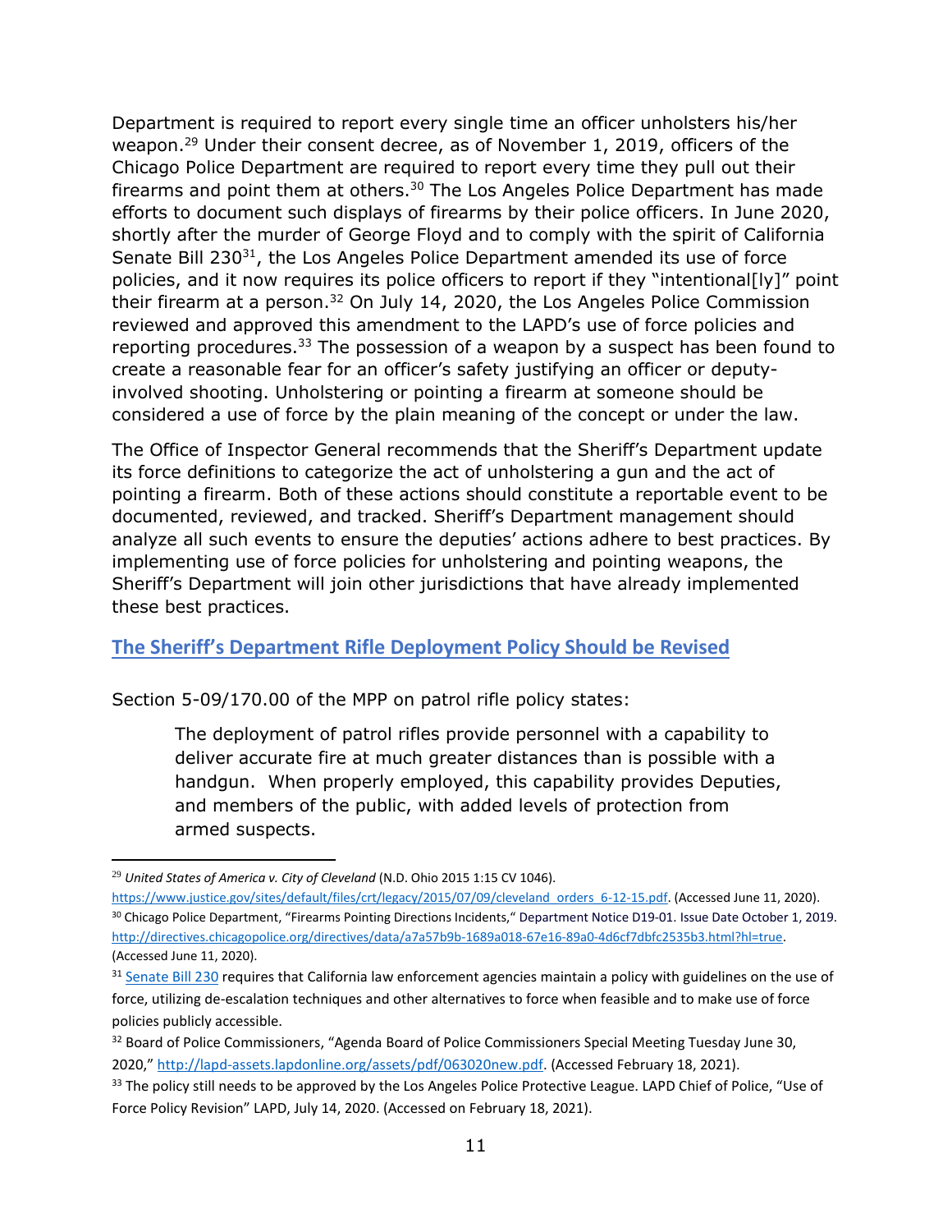Department is required to report every single time an officer unholsters his/her weapon.[29] Under their consent decree, as of November 1, 2019, officers of the Chicago Police Department are required to report every time they pull out their firearms and point them at others.[30] The Los Angeles Police Department has made efforts to document such displays of firearms by their police officers. In June 2020, shortly after the murder of George Floyd and to comply with the spirit of California Senate Bill 230[31], the Los Angeles Police Department amended its use of force policies, and it now requires its police officers to report if they "intentional[ly]" point their firearm at a person.[32] On July 14, 2020, the Los Angeles Police Commission reviewed and approved this amendment to the LAPD's use of force policies and reporting procedures.[33] The possession of a weapon by a suspect has been found to create a reasonable fear for an officer's safety justifying an officer or deputy-involved shooting. Unholstering or pointing a firearm at someone should be considered a use of force by the plain meaning of the concept or under the law.

The Office of Inspector General recommends that the Sheriff's Department update its force definitions to categorize the act of unholstering a gun and the act of pointing a firearm. Both of these actions should constitute a reportable event to be documented, reviewed, and tracked. Sheriff's Department management should analyze all such events to ensure the deputies' actions adhere to best practices. By implementing use of force policies for unholstering and pointing weapons, the Sheriff's Department will join other jurisdictions that have already implemented these best practices.

## The Sheriff's Department Rifle Deployment Policy Should be Revised

Section 5-09/170.00 of the MPP on patrol rifle policy states:

> The deployment of patrol rifles provide personnel with a capability to deliver accurate fire at much greater distances than is possible with a handgun. When properly employed, this capability provides Deputies, and members of the public, with added levels of protection from armed suspects.

---

[29] *United States of America v. City of Cleveland* (N.D. Ohio 2015 1:15 CV 1046). https://www.justice.gov/sites/default/files/crt/legacy/2015/07/09/cleveland_orders_6-12-15.pdf. (Accessed June 11, 2020).

[30] Chicago Police Department, "Firearms Pointing Directions Incidents," Department Notice D19-01. Issue Date October 1, 2019. http://directives.chicagopolice.org/directives/data/a7a57b9b-1689a018-67e16-89a0-4d6cf7dbfc2535b3.html?hl=true. (Accessed June 11, 2020).

[31] Senate Bill 230 requires that California law enforcement agencies maintain a policy with guidelines on the use of force, utilizing de-escalation techniques and other alternatives to force when feasible and to make use of force policies publicly accessible.

[32] Board of Police Commissioners, "Agenda Board of Police Commissioners Special Meeting Tuesday June 30, 2020," http://lapd-assets.lapdonline.org/assets/pdf/063020new.pdf. (Accessed February 18, 2021).

[33] The policy still needs to be approved by the Los Angeles Police Protective League. LAPD Chief of Police, "Use of Force Policy Revision" LAPD, July 14, 2020. (Accessed on February 18, 2021).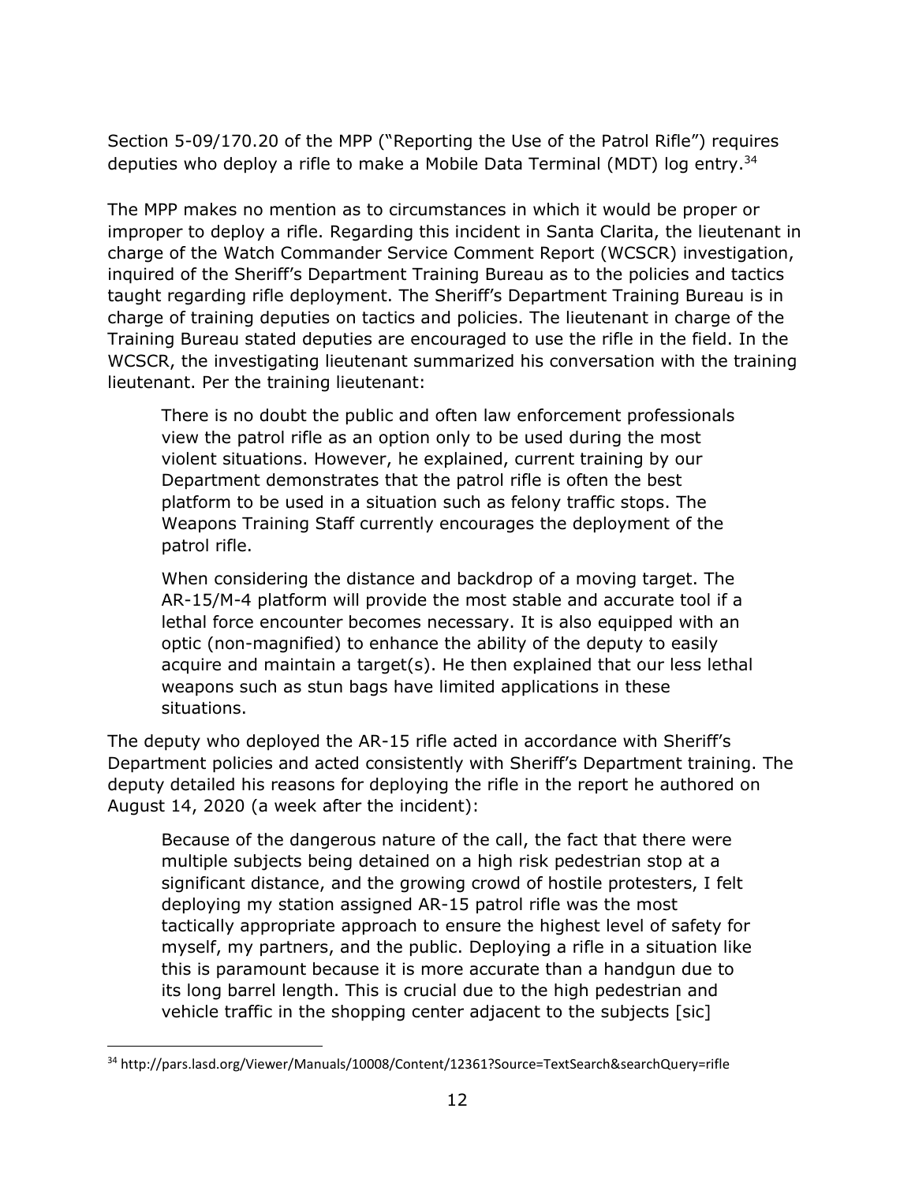Section 5-09/170.20 of the MPP ("Reporting the Use of the Patrol Rifle") requires deputies who deploy a rifle to make a Mobile Data Terminal (MDT) log entry.[34]

The MPP makes no mention as to circumstances in which it would be proper or improper to deploy a rifle. Regarding this incident in Santa Clarita, the lieutenant in charge of the Watch Commander Service Comment Report (WCSCR) investigation, inquired of the Sheriff's Department Training Bureau as to the policies and tactics taught regarding rifle deployment. The Sheriff's Department Training Bureau is in charge of training deputies on tactics and policies. The lieutenant in charge of the Training Bureau stated deputies are encouraged to use the rifle in the field. In the WCSCR, the investigating lieutenant summarized his conversation with the training lieutenant. Per the training lieutenant:

> There is no doubt the public and often law enforcement professionals view the patrol rifle as an option only to be used during the most violent situations. However, he explained, current training by our Department demonstrates that the patrol rifle is often the best platform to be used in a situation such as felony traffic stops. The Weapons Training Staff currently encourages the deployment of the patrol rifle.
>
> When considering the distance and backdrop of a moving target. The AR-15/M-4 platform will provide the most stable and accurate tool if a lethal force encounter becomes necessary. It is also equipped with an optic (non-magnified) to enhance the ability of the deputy to easily acquire and maintain a target(s). He then explained that our less lethal weapons such as stun bags have limited applications in these situations.

The deputy who deployed the AR-15 rifle acted in accordance with Sheriff's Department policies and acted consistently with Sheriff's Department training. The deputy detailed his reasons for deploying the rifle in the report he authored on August 14, 2020 (a week after the incident):

> Because of the dangerous nature of the call, the fact that there were multiple subjects being detained on a high risk pedestrian stop at a significant distance, and the growing crowd of hostile protesters, I felt deploying my station assigned AR-15 patrol rifle was the most tactically appropriate approach to ensure the highest level of safety for myself, my partners, and the public. Deploying a rifle in a situation like this is paramount because it is more accurate than a handgun due to its long barrel length. This is crucial due to the high pedestrian and vehicle traffic in the shopping center adjacent to the subjects [sic]

---

[34] http://pars.lasd.org/Viewer/Manuals/10008/Content/12361?Source=TextSearch&searchQuery=rifle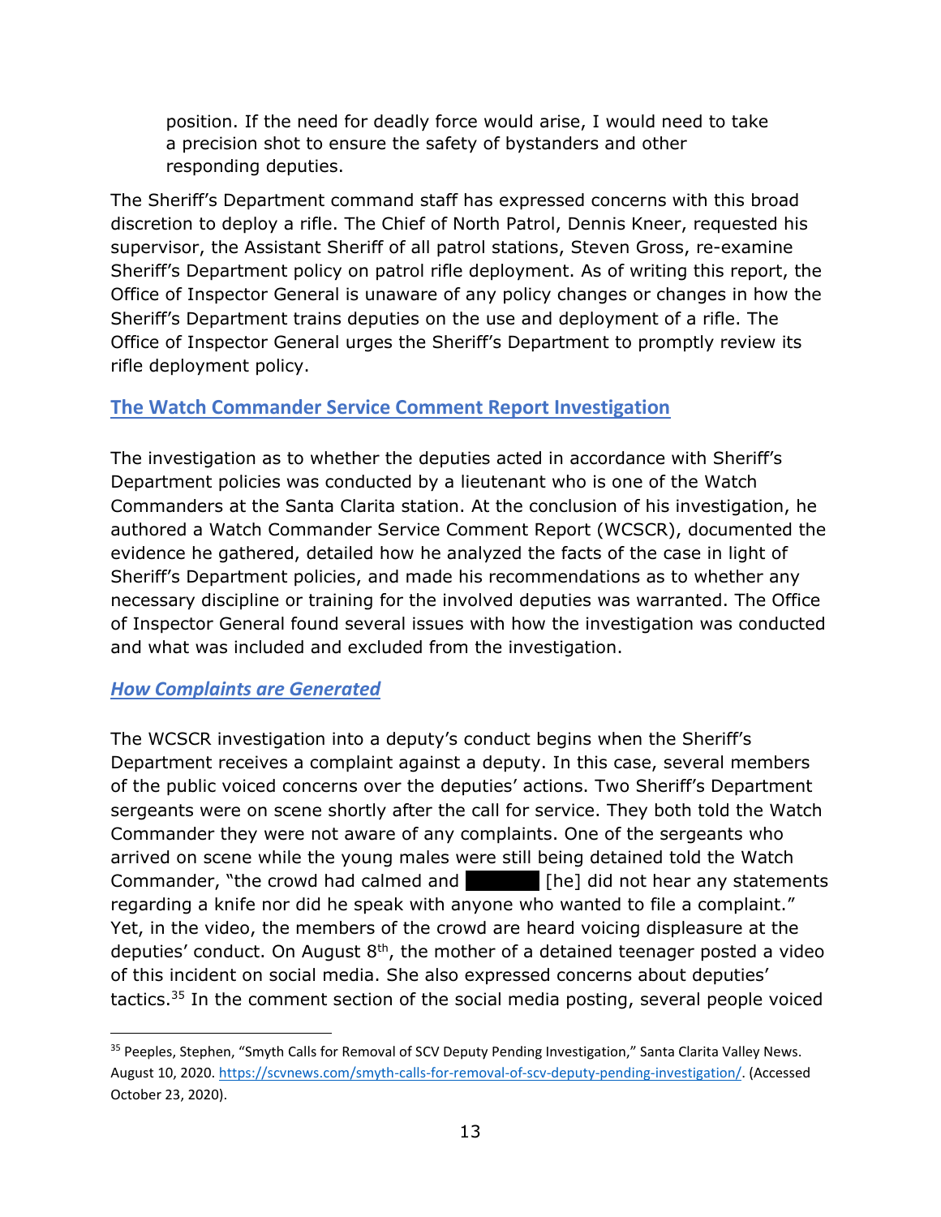position. If the need for deadly force would arise, I would need to take a precision shot to ensure the safety of bystanders and other responding deputies.

The Sheriff's Department command staff has expressed concerns with this broad discretion to deploy a rifle. The Chief of North Patrol, Dennis Kneer, requested his supervisor, the Assistant Sheriff of all patrol stations, Steven Gross, re-examine Sheriff's Department policy on patrol rifle deployment. As of writing this report, the Office of Inspector General is unaware of any policy changes or changes in how the Sheriff's Department trains deputies on the use and deployment of a rifle. The Office of Inspector General urges the Sheriff's Department to promptly review its rifle deployment policy.

## The Watch Commander Service Comment Report Investigation

The investigation as to whether the deputies acted in accordance with Sheriff's Department policies was conducted by a lieutenant who is one of the Watch Commanders at the Santa Clarita station. At the conclusion of his investigation, he authored a Watch Commander Service Comment Report (WCSCR), documented the evidence he gathered, detailed how he analyzed the facts of the case in light of Sheriff's Department policies, and made his recommendations as to whether any necessary discipline or training for the involved deputies was warranted. The Office of Inspector General found several issues with how the investigation was conducted and what was included and excluded from the investigation.

### *How Complaints are Generated*

The WCSCR investigation into a deputy's conduct begins when the Sheriff's Department receives a complaint against a deputy. In this case, several members of the public voiced concerns over the deputies' actions. Two Sheriff's Department sergeants were on scene shortly after the call for service. They both told the Watch Commander they were not aware of any complaints. One of the sergeants who arrived on scene while the young males were still being detained told the Watch Commander, "the crowd had calmed and ██████ [he] did not hear any statements regarding a knife nor did he speak with anyone who wanted to file a complaint." Yet, in the video, the members of the crowd are heard voicing displeasure at the deputies' conduct. On August 8th, the mother of a detained teenager posted a video of this incident on social media. She also expressed concerns about deputies' tactics.[35] In the comment section of the social media posting, several people voiced

---

[35] Peeples, Stephen, "Smyth Calls for Removal of SCV Deputy Pending Investigation," Santa Clarita Valley News. August 10, 2020. https://scvnews.com/smyth-calls-for-removal-of-scv-deputy-pending-investigation/. (Accessed October 23, 2020).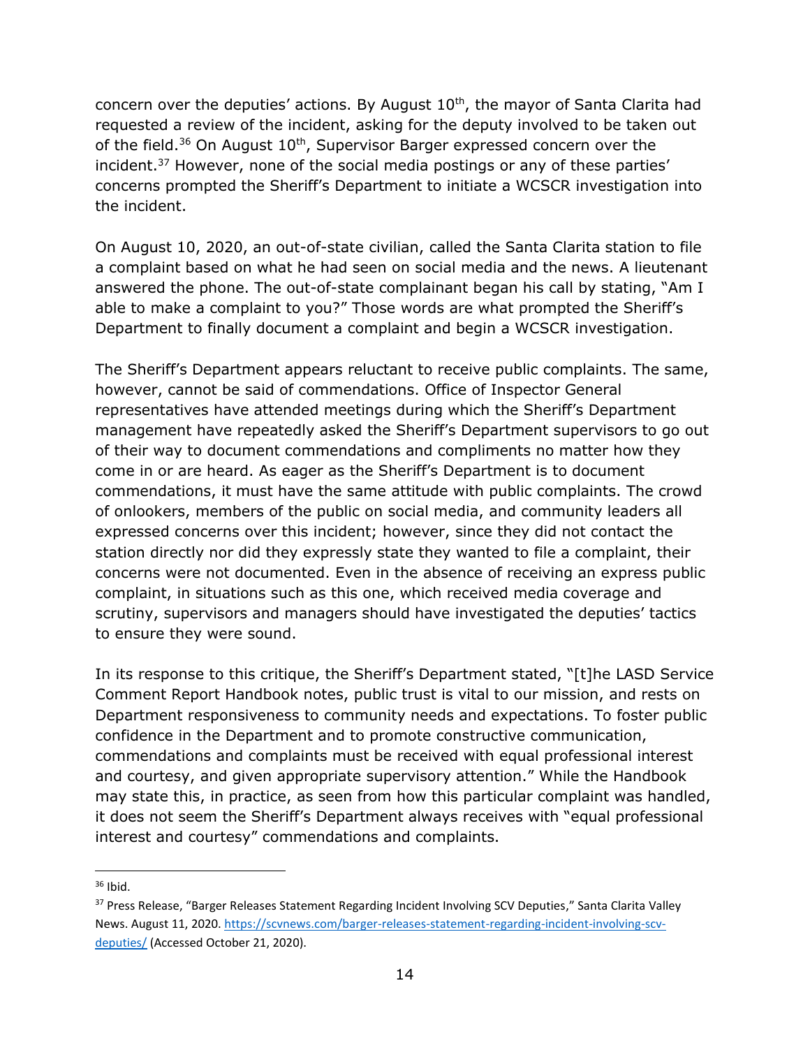concern over the deputies' actions. By August 10th, the mayor of Santa Clarita had requested a review of the incident, asking for the deputy involved to be taken out of the field.[36] On August 10th, Supervisor Barger expressed concern over the incident.[37] However, none of the social media postings or any of these parties' concerns prompted the Sheriff's Department to initiate a WCSCR investigation into the incident.

On August 10, 2020, an out-of-state civilian, called the Santa Clarita station to file a complaint based on what he had seen on social media and the news. A lieutenant answered the phone. The out-of-state complainant began his call by stating, "Am I able to make a complaint to you?" Those words are what prompted the Sheriff's Department to finally document a complaint and begin a WCSCR investigation.

The Sheriff's Department appears reluctant to receive public complaints. The same, however, cannot be said of commendations. Office of Inspector General representatives have attended meetings during which the Sheriff's Department management have repeatedly asked the Sheriff's Department supervisors to go out of their way to document commendations and compliments no matter how they come in or are heard. As eager as the Sheriff's Department is to document commendations, it must have the same attitude with public complaints. The crowd of onlookers, members of the public on social media, and community leaders all expressed concerns over this incident; however, since they did not contact the station directly nor did they expressly state they wanted to file a complaint, their concerns were not documented. Even in the absence of receiving an express public complaint, in situations such as this one, which received media coverage and scrutiny, supervisors and managers should have investigated the deputies' tactics to ensure they were sound.

In its response to this critique, the Sheriff's Department stated, "[t]he LASD Service Comment Report Handbook notes, public trust is vital to our mission, and rests on Department responsiveness to community needs and expectations. To foster public confidence in the Department and to promote constructive communication, commendations and complaints must be received with equal professional interest and courtesy, and given appropriate supervisory attention." While the Handbook may state this, in practice, as seen from how this particular complaint was handled, it does not seem the Sheriff's Department always receives with "equal professional interest and courtesy" commendations and complaints.

---

[36] Ibid.

[37] Press Release, "Barger Releases Statement Regarding Incident Involving SCV Deputies," Santa Clarita Valley News. August 11, 2020. https://scvnews.com/barger-releases-statement-regarding-incident-involving-scv-deputies/ (Accessed October 21, 2020).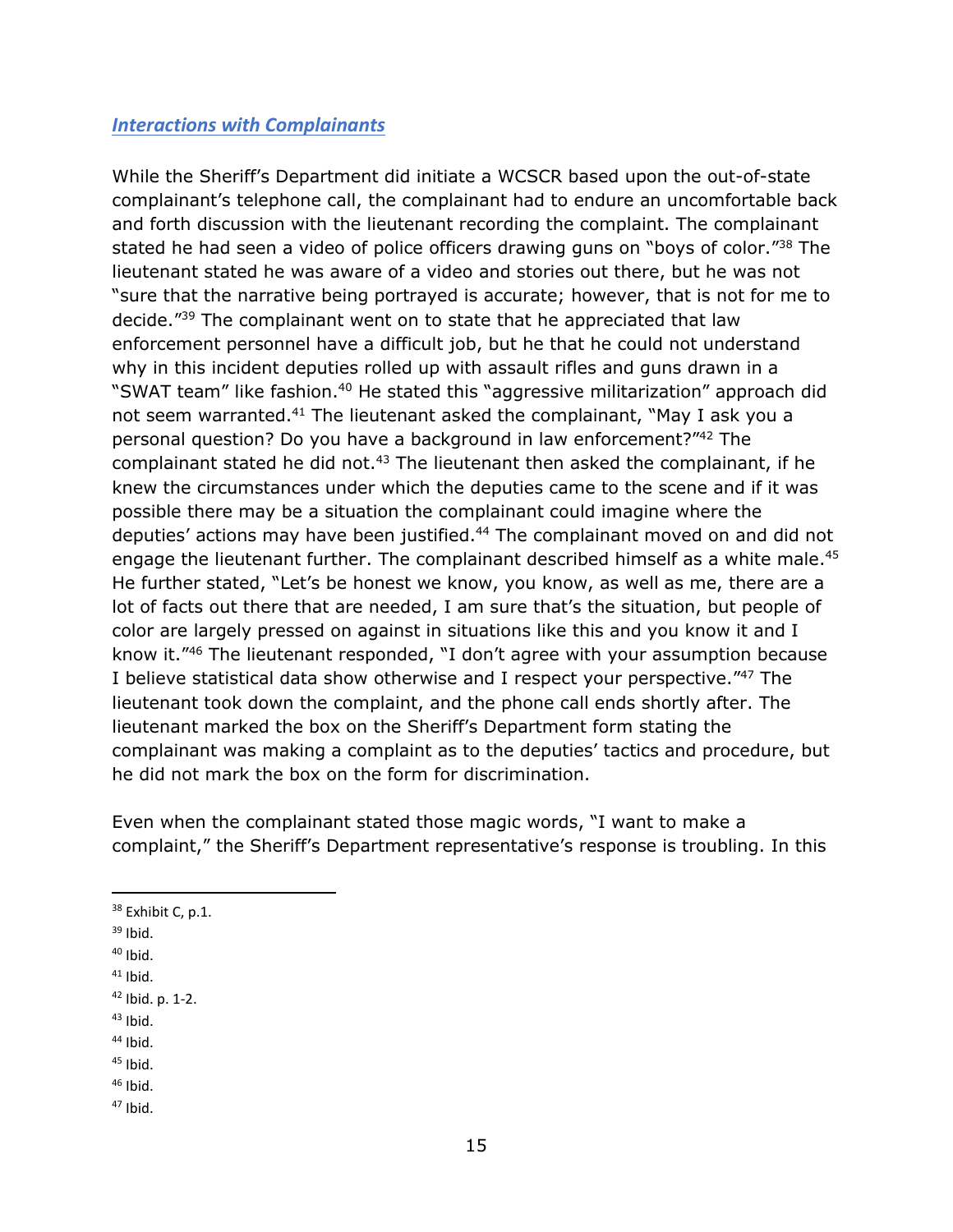## ***Interactions with Complainants***

While the Sheriff's Department did initiate a WCSCR based upon the out-of-state complainant's telephone call, the complainant had to endure an uncomfortable back and forth discussion with the lieutenant recording the complaint. The complainant stated he had seen a video of police officers drawing guns on "boys of color."[38] The lieutenant stated he was aware of a video and stories out there, but he was not "sure that the narrative being portrayed is accurate; however, that is not for me to decide."[39] The complainant went on to state that he appreciated that law enforcement personnel have a difficult job, but he that he could not understand why in this incident deputies rolled up with assault rifles and guns drawn in a "SWAT team" like fashion.[40] He stated this "aggressive militarization" approach did not seem warranted.[41] The lieutenant asked the complainant, "May I ask you a personal question? Do you have a background in law enforcement?"[42] The complainant stated he did not.[43] The lieutenant then asked the complainant, if he knew the circumstances under which the deputies came to the scene and if it was possible there may be a situation the complainant could imagine where the deputies' actions may have been justified.[44] The complainant moved on and did not engage the lieutenant further. The complainant described himself as a white male.[45] He further stated, "Let's be honest we know, you know, as well as me, there are a lot of facts out there that are needed, I am sure that's the situation, but people of color are largely pressed on against in situations like this and you know it and I know it."[46] The lieutenant responded, "I don't agree with your assumption because I believe statistical data show otherwise and I respect your perspective."[47] The lieutenant took down the complaint, and the phone call ends shortly after. The lieutenant marked the box on the Sheriff's Department form stating the complainant was making a complaint as to the deputies' tactics and procedure, but he did not mark the box on the form for discrimination.

Even when the complainant stated those magic words, "I want to make a complaint," the Sheriff's Department representative's response is troubling. In this

---

[38] Exhibit C, p.1.
[39] Ibid.
[40] Ibid.
[41] Ibid.
[42] Ibid. p. 1-2.
[43] Ibid.
[44] Ibid.
[45] Ibid.
[46] Ibid.
[47] Ibid.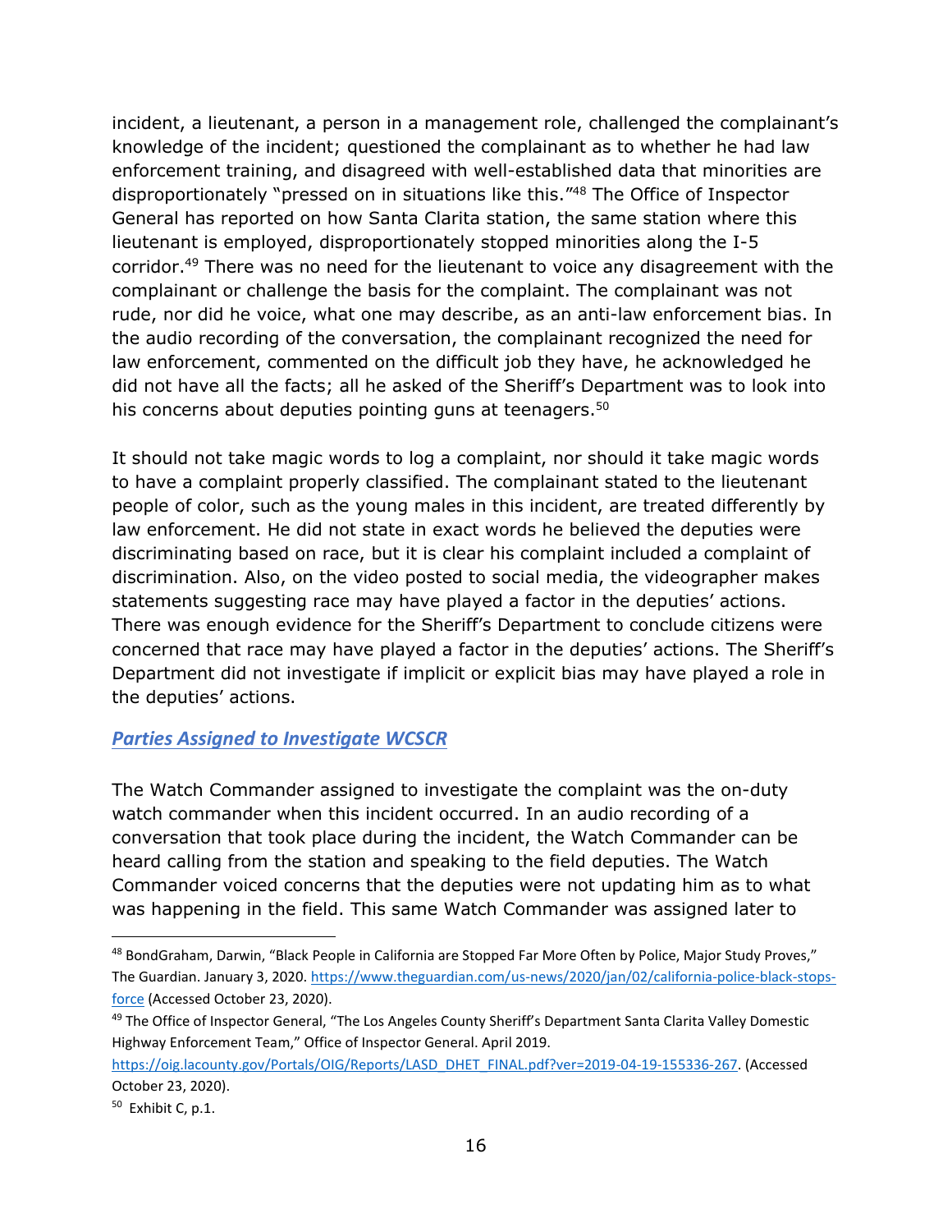incident, a lieutenant, a person in a management role, challenged the complainant's knowledge of the incident; questioned the complainant as to whether he had law enforcement training, and disagreed with well-established data that minorities are disproportionately "pressed on in situations like this."[48] The Office of Inspector General has reported on how Santa Clarita station, the same station where this lieutenant is employed, disproportionately stopped minorities along the I-5 corridor.[49] There was no need for the lieutenant to voice any disagreement with the complainant or challenge the basis for the complaint. The complainant was not rude, nor did he voice, what one may describe, as an anti-law enforcement bias. In the audio recording of the conversation, the complainant recognized the need for law enforcement, commented on the difficult job they have, he acknowledged he did not have all the facts; all he asked of the Sheriff's Department was to look into his concerns about deputies pointing guns at teenagers.[50]

It should not take magic words to log a complaint, nor should it take magic words to have a complaint properly classified. The complainant stated to the lieutenant people of color, such as the young males in this incident, are treated differently by law enforcement. He did not state in exact words he believed the deputies were discriminating based on race, but it is clear his complaint included a complaint of discrimination. Also, on the video posted to social media, the videographer makes statements suggesting race may have played a factor in the deputies' actions. There was enough evidence for the Sheriff's Department to conclude citizens were concerned that race may have played a factor in the deputies' actions. The Sheriff's Department did not investigate if implicit or explicit bias may have played a role in the deputies' actions.

### ***Parties Assigned to Investigate WCSCR***

The Watch Commander assigned to investigate the complaint was the on-duty watch commander when this incident occurred. In an audio recording of a conversation that took place during the incident, the Watch Commander can be heard calling from the station and speaking to the field deputies. The Watch Commander voiced concerns that the deputies were not updating him as to what was happening in the field. This same Watch Commander was assigned later to

---

[48] BondGraham, Darwin, "Black People in California are Stopped Far More Often by Police, Major Study Proves," The Guardian. January 3, 2020. https://www.theguardian.com/us-news/2020/jan/02/california-police-black-stops-force (Accessed October 23, 2020).

[49] The Office of Inspector General, "The Los Angeles County Sheriff's Department Santa Clarita Valley Domestic Highway Enforcement Team," Office of Inspector General. April 2019. https://oig.lacounty.gov/Portals/OIG/Reports/LASD_DHET_FINAL.pdf?ver=2019-04-19-155336-267. (Accessed October 23, 2020).

[50] Exhibit C, p.1.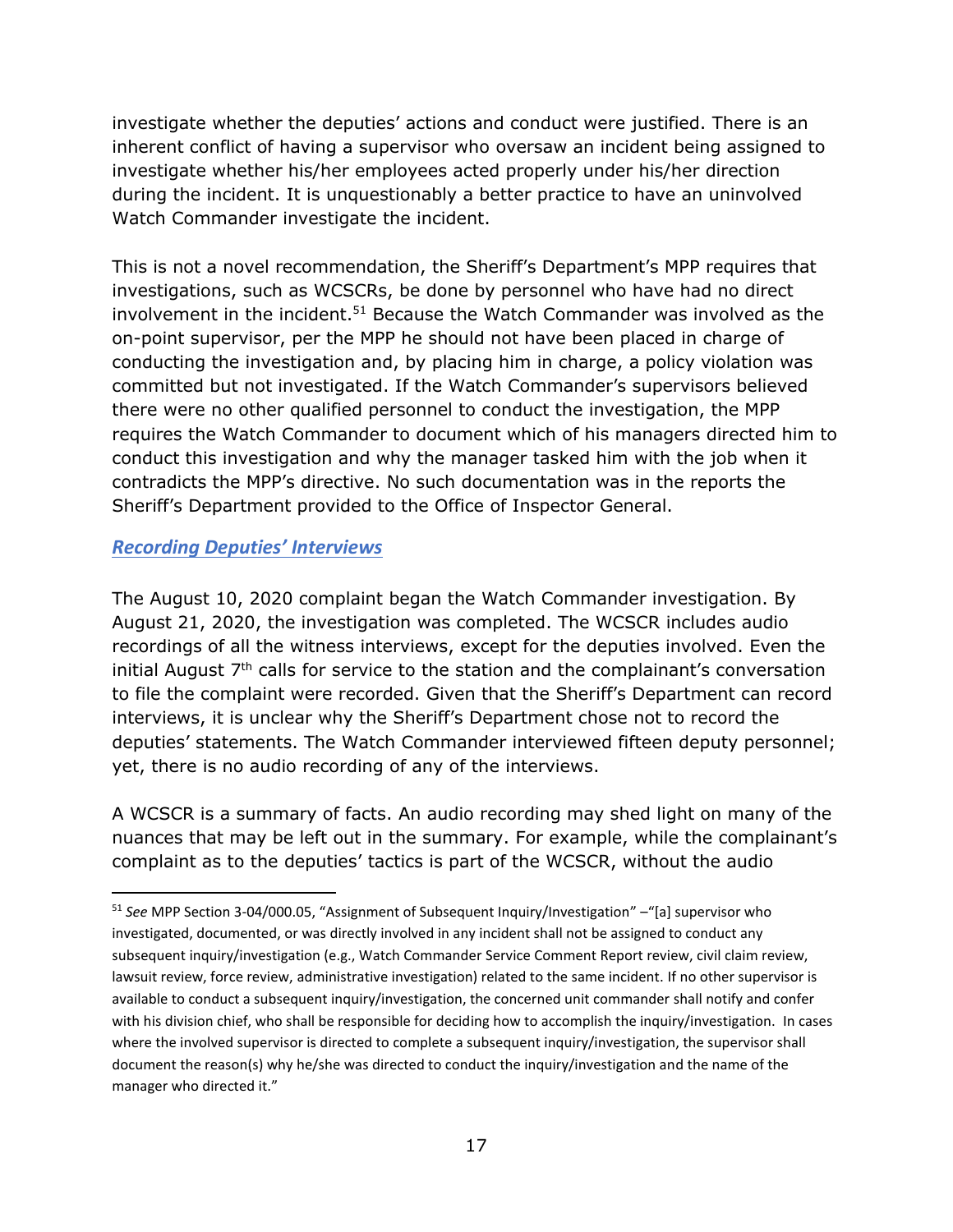investigate whether the deputies' actions and conduct were justified. There is an inherent conflict of having a supervisor who oversaw an incident being assigned to investigate whether his/her employees acted properly under his/her direction during the incident. It is unquestionably a better practice to have an uninvolved Watch Commander investigate the incident.

This is not a novel recommendation, the Sheriff's Department's MPP requires that investigations, such as WCSCRs, be done by personnel who have had no direct involvement in the incident.[51] Because the Watch Commander was involved as the on-point supervisor, per the MPP he should not have been placed in charge of conducting the investigation and, by placing him in charge, a policy violation was committed but not investigated. If the Watch Commander's supervisors believed there were no other qualified personnel to conduct the investigation, the MPP requires the Watch Commander to document which of his managers directed him to conduct this investigation and why the manager tasked him with the job when it contradicts the MPP's directive. No such documentation was in the reports the Sheriff's Department provided to the Office of Inspector General.

### *Recording Deputies' Interviews*

The August 10, 2020 complaint began the Watch Commander investigation. By August 21, 2020, the investigation was completed. The WCSCR includes audio recordings of all the witness interviews, except for the deputies involved. Even the initial August 7th calls for service to the station and the complainant's conversation to file the complaint were recorded. Given that the Sheriff's Department can record interviews, it is unclear why the Sheriff's Department chose not to record the deputies' statements. The Watch Commander interviewed fifteen deputy personnel; yet, there is no audio recording of any of the interviews.

A WCSCR is a summary of facts. An audio recording may shed light on many of the nuances that may be left out in the summary. For example, while the complainant's complaint as to the deputies' tactics is part of the WCSCR, without the audio

---

[51] *See* MPP Section 3-04/000.05, "Assignment of Subsequent Inquiry/Investigation" –"[a] supervisor who investigated, documented, or was directly involved in any incident shall not be assigned to conduct any subsequent inquiry/investigation (e.g., Watch Commander Service Comment Report review, civil claim review, lawsuit review, force review, administrative investigation) related to the same incident. If no other supervisor is available to conduct a subsequent inquiry/investigation, the concerned unit commander shall notify and confer with his division chief, who shall be responsible for deciding how to accomplish the inquiry/investigation. In cases where the involved supervisor is directed to complete a subsequent inquiry/investigation, the supervisor shall document the reason(s) why he/she was directed to conduct the inquiry/investigation and the name of the manager who directed it."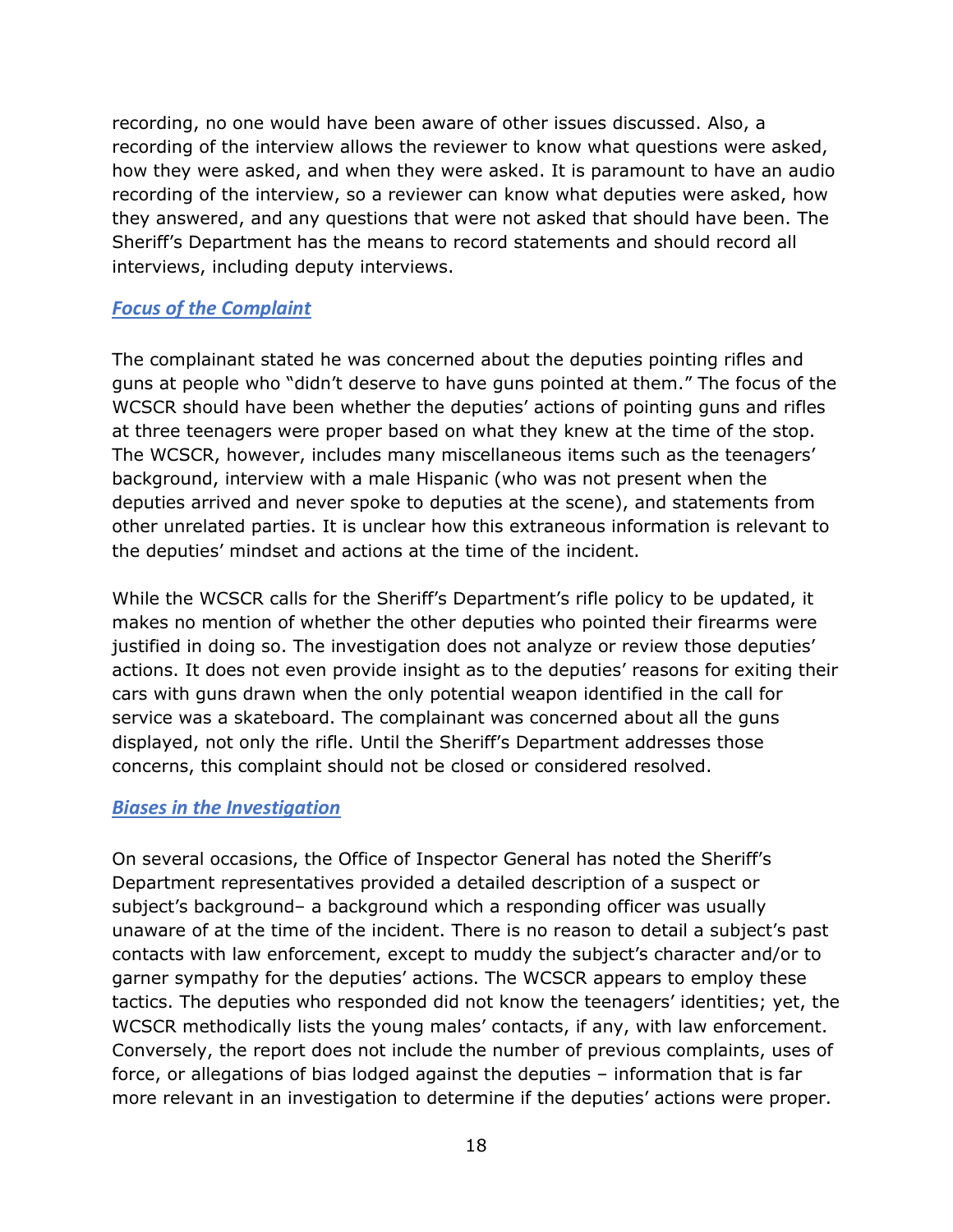recording, no one would have been aware of other issues discussed. Also, a recording of the interview allows the reviewer to know what questions were asked, how they were asked, and when they were asked. It is paramount to have an audio recording of the interview, so a reviewer can know what deputies were asked, how they answered, and any questions that were not asked that should have been. The Sheriff's Department has the means to record statements and should record all interviews, including deputy interviews.

### *Focus of the Complaint*

The complainant stated he was concerned about the deputies pointing rifles and guns at people who "didn't deserve to have guns pointed at them." The focus of the WCSCR should have been whether the deputies' actions of pointing guns and rifles at three teenagers were proper based on what they knew at the time of the stop. The WCSCR, however, includes many miscellaneous items such as the teenagers' background, interview with a male Hispanic (who was not present when the deputies arrived and never spoke to deputies at the scene), and statements from other unrelated parties. It is unclear how this extraneous information is relevant to the deputies' mindset and actions at the time of the incident.

While the WCSCR calls for the Sheriff's Department's rifle policy to be updated, it makes no mention of whether the other deputies who pointed their firearms were justified in doing so. The investigation does not analyze or review those deputies' actions. It does not even provide insight as to the deputies' reasons for exiting their cars with guns drawn when the only potential weapon identified in the call for service was a skateboard. The complainant was concerned about all the guns displayed, not only the rifle. Until the Sheriff's Department addresses those concerns, this complaint should not be closed or considered resolved.

### *Biases in the Investigation*

On several occasions, the Office of Inspector General has noted the Sheriff's Department representatives provided a detailed description of a suspect or subject's background– a background which a responding officer was usually unaware of at the time of the incident. There is no reason to detail a subject's past contacts with law enforcement, except to muddy the subject's character and/or to garner sympathy for the deputies' actions. The WCSCR appears to employ these tactics. The deputies who responded did not know the teenagers' identities; yet, the WCSCR methodically lists the young males' contacts, if any, with law enforcement. Conversely, the report does not include the number of previous complaints, uses of force, or allegations of bias lodged against the deputies – information that is far more relevant in an investigation to determine if the deputies' actions were proper.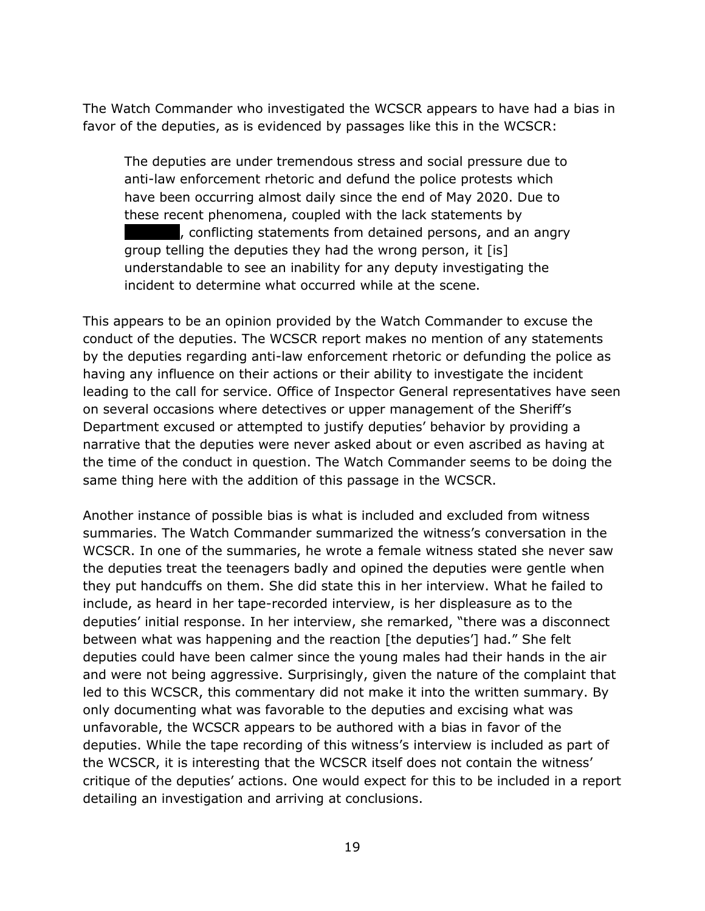The Watch Commander who investigated the WCSCR appears to have had a bias in favor of the deputies, as is evidenced by passages like this in the WCSCR:

> The deputies are under tremendous stress and social pressure due to anti-law enforcement rhetoric and defund the police protests which have been occurring almost daily since the end of May 2020. Due to these recent phenomena, coupled with the lack statements by ██████, conflicting statements from detained persons, and an angry group telling the deputies they had the wrong person, it [is] understandable to see an inability for any deputy investigating the incident to determine what occurred while at the scene.

This appears to be an opinion provided by the Watch Commander to excuse the conduct of the deputies. The WCSCR report makes no mention of any statements by the deputies regarding anti-law enforcement rhetoric or defunding the police as having any influence on their actions or their ability to investigate the incident leading to the call for service. Office of Inspector General representatives have seen on several occasions where detectives or upper management of the Sheriff's Department excused or attempted to justify deputies' behavior by providing a narrative that the deputies were never asked about or even ascribed as having at the time of the conduct in question. The Watch Commander seems to be doing the same thing here with the addition of this passage in the WCSCR.

Another instance of possible bias is what is included and excluded from witness summaries. The Watch Commander summarized the witness's conversation in the WCSCR. In one of the summaries, he wrote a female witness stated she never saw the deputies treat the teenagers badly and opined the deputies were gentle when they put handcuffs on them. She did state this in her interview. What he failed to include, as heard in her tape-recorded interview, is her displeasure as to the deputies' initial response. In her interview, she remarked, "there was a disconnect between what was happening and the reaction [the deputies'] had." She felt deputies could have been calmer since the young males had their hands in the air and were not being aggressive. Surprisingly, given the nature of the complaint that led to this WCSCR, this commentary did not make it into the written summary. By only documenting what was favorable to the deputies and excising what was unfavorable, the WCSCR appears to be authored with a bias in favor of the deputies. While the tape recording of this witness's interview is included as part of the WCSCR, it is interesting that the WCSCR itself does not contain the witness' critique of the deputies' actions. One would expect for this to be included in a report detailing an investigation and arriving at conclusions.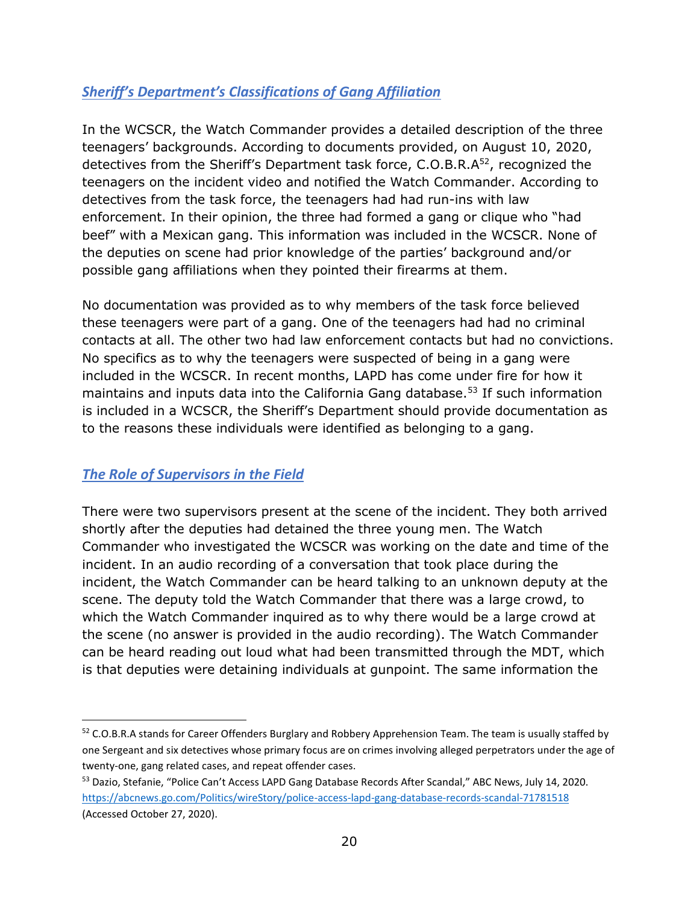## *Sheriff's Department's Classifications of Gang Affiliation*

In the WCSCR, the Watch Commander provides a detailed description of the three teenagers' backgrounds. According to documents provided, on August 10, 2020, detectives from the Sheriff's Department task force, C.O.B.R.A[52], recognized the teenagers on the incident video and notified the Watch Commander. According to detectives from the task force, the teenagers had had run-ins with law enforcement. In their opinion, the three had formed a gang or clique who "had beef" with a Mexican gang. This information was included in the WCSCR. None of the deputies on scene had prior knowledge of the parties' background and/or possible gang affiliations when they pointed their firearms at them.

No documentation was provided as to why members of the task force believed these teenagers were part of a gang. One of the teenagers had had no criminal contacts at all. The other two had law enforcement contacts but had no convictions. No specifics as to why the teenagers were suspected of being in a gang were included in the WCSCR. In recent months, LAPD has come under fire for how it maintains and inputs data into the California Gang database.[53] If such information is included in a WCSCR, the Sheriff's Department should provide documentation as to the reasons these individuals were identified as belonging to a gang.

## *The Role of Supervisors in the Field*

There were two supervisors present at the scene of the incident. They both arrived shortly after the deputies had detained the three young men. The Watch Commander who investigated the WCSCR was working on the date and time of the incident. In an audio recording of a conversation that took place during the incident, the Watch Commander can be heard talking to an unknown deputy at the scene. The deputy told the Watch Commander that there was a large crowd, to which the Watch Commander inquired as to why there would be a large crowd at the scene (no answer is provided in the audio recording). The Watch Commander can be heard reading out loud what had been transmitted through the MDT, which is that deputies were detaining individuals at gunpoint. The same information the

---

[52] C.O.B.R.A stands for Career Offenders Burglary and Robbery Apprehension Team. The team is usually staffed by one Sergeant and six detectives whose primary focus are on crimes involving alleged perpetrators under the age of twenty-one, gang related cases, and repeat offender cases.

[53] Dazio, Stefanie, "Police Can't Access LAPD Gang Database Records After Scandal," ABC News, July 14, 2020. https://abcnews.go.com/Politics/wireStory/police-access-lapd-gang-database-records-scandal-71781518 (Accessed October 27, 2020).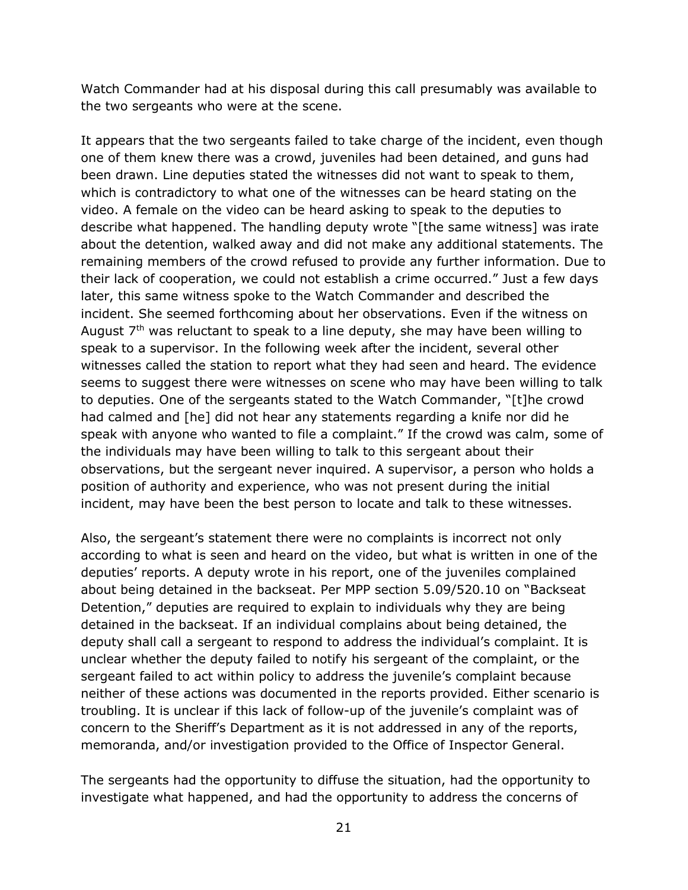Watch Commander had at his disposal during this call presumably was available to the two sergeants who were at the scene.

It appears that the two sergeants failed to take charge of the incident, even though one of them knew there was a crowd, juveniles had been detained, and guns had been drawn. Line deputies stated the witnesses did not want to speak to them, which is contradictory to what one of the witnesses can be heard stating on the video. A female on the video can be heard asking to speak to the deputies to describe what happened. The handling deputy wrote "[the same witness] was irate about the detention, walked away and did not make any additional statements. The remaining members of the crowd refused to provide any further information. Due to their lack of cooperation, we could not establish a crime occurred." Just a few days later, this same witness spoke to the Watch Commander and described the incident. She seemed forthcoming about her observations. Even if the witness on August 7th was reluctant to speak to a line deputy, she may have been willing to speak to a supervisor. In the following week after the incident, several other witnesses called the station to report what they had seen and heard. The evidence seems to suggest there were witnesses on scene who may have been willing to talk to deputies. One of the sergeants stated to the Watch Commander, "[t]he crowd had calmed and [he] did not hear any statements regarding a knife nor did he speak with anyone who wanted to file a complaint." If the crowd was calm, some of the individuals may have been willing to talk to this sergeant about their observations, but the sergeant never inquired. A supervisor, a person who holds a position of authority and experience, who was not present during the initial incident, may have been the best person to locate and talk to these witnesses.

Also, the sergeant's statement there were no complaints is incorrect not only according to what is seen and heard on the video, but what is written in one of the deputies' reports. A deputy wrote in his report, one of the juveniles complained about being detained in the backseat. Per MPP section 5.09/520.10 on "Backseat Detention," deputies are required to explain to individuals why they are being detained in the backseat. If an individual complains about being detained, the deputy shall call a sergeant to respond to address the individual's complaint. It is unclear whether the deputy failed to notify his sergeant of the complaint, or the sergeant failed to act within policy to address the juvenile's complaint because neither of these actions was documented in the reports provided. Either scenario is troubling. It is unclear if this lack of follow-up of the juvenile's complaint was of concern to the Sheriff's Department as it is not addressed in any of the reports, memoranda, and/or investigation provided to the Office of Inspector General.

The sergeants had the opportunity to diffuse the situation, had the opportunity to investigate what happened, and had the opportunity to address the concerns of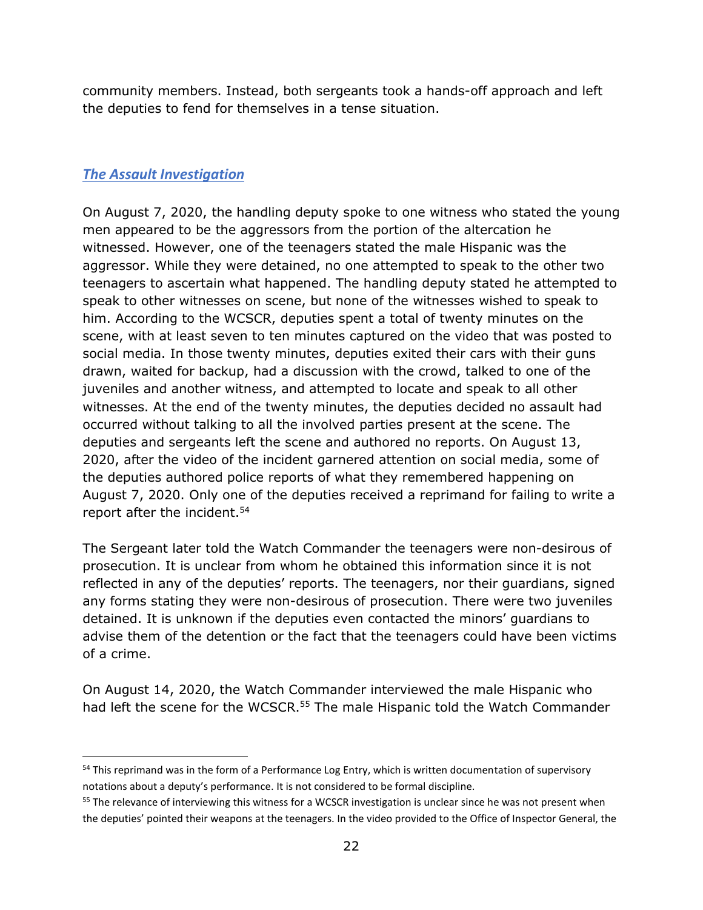community members. Instead, both sergeants took a hands-off approach and left the deputies to fend for themselves in a tense situation.

### *The Assault Investigation*

On August 7, 2020, the handling deputy spoke to one witness who stated the young men appeared to be the aggressors from the portion of the altercation he witnessed. However, one of the teenagers stated the male Hispanic was the aggressor. While they were detained, no one attempted to speak to the other two teenagers to ascertain what happened. The handling deputy stated he attempted to speak to other witnesses on scene, but none of the witnesses wished to speak to him. According to the WCSCR, deputies spent a total of twenty minutes on the scene, with at least seven to ten minutes captured on the video that was posted to social media. In those twenty minutes, deputies exited their cars with their guns drawn, waited for backup, had a discussion with the crowd, talked to one of the juveniles and another witness, and attempted to locate and speak to all other witnesses. At the end of the twenty minutes, the deputies decided no assault had occurred without talking to all the involved parties present at the scene. The deputies and sergeants left the scene and authored no reports. On August 13, 2020, after the video of the incident garnered attention on social media, some of the deputies authored police reports of what they remembered happening on August 7, 2020. Only one of the deputies received a reprimand for failing to write a report after the incident.[54]

The Sergeant later told the Watch Commander the teenagers were non-desirous of prosecution. It is unclear from whom he obtained this information since it is not reflected in any of the deputies' reports. The teenagers, nor their guardians, signed any forms stating they were non-desirous of prosecution. There were two juveniles detained. It is unknown if the deputies even contacted the minors' guardians to advise them of the detention or the fact that the teenagers could have been victims of a crime.

On August 14, 2020, the Watch Commander interviewed the male Hispanic who had left the scene for the WCSCR.[55] The male Hispanic told the Watch Commander

---

[54] This reprimand was in the form of a Performance Log Entry, which is written documentation of supervisory notations about a deputy's performance. It is not considered to be formal discipline.

[55] The relevance of interviewing this witness for a WCSCR investigation is unclear since he was not present when the deputies' pointed their weapons at the teenagers. In the video provided to the Office of Inspector General, the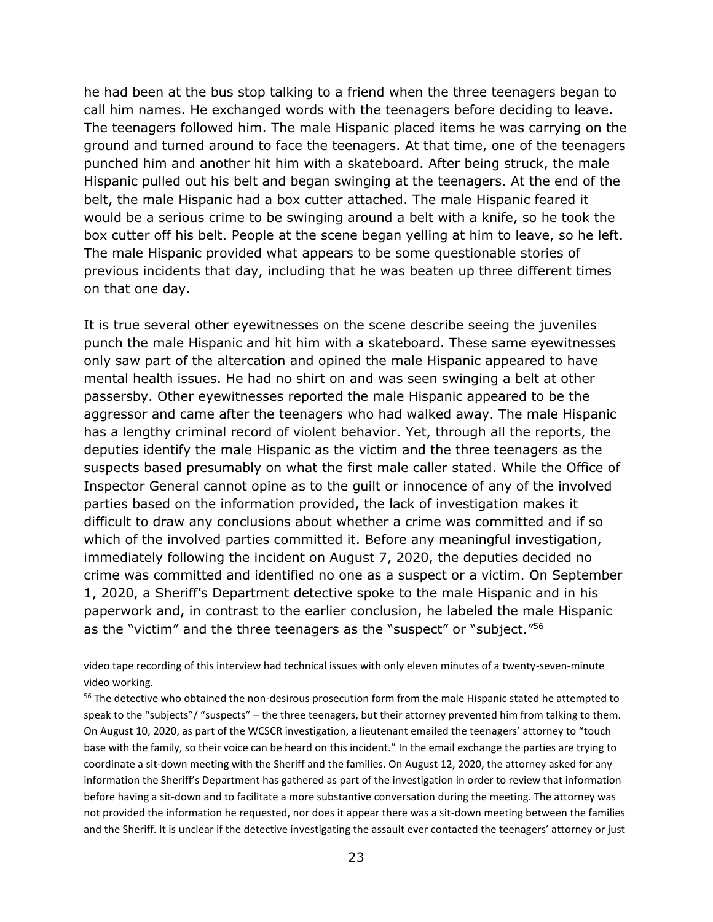he had been at the bus stop talking to a friend when the three teenagers began to call him names. He exchanged words with the teenagers before deciding to leave. The teenagers followed him. The male Hispanic placed items he was carrying on the ground and turned around to face the teenagers. At that time, one of the teenagers punched him and another hit him with a skateboard. After being struck, the male Hispanic pulled out his belt and began swinging at the teenagers. At the end of the belt, the male Hispanic had a box cutter attached. The male Hispanic feared it would be a serious crime to be swinging around a belt with a knife, so he took the box cutter off his belt. People at the scene began yelling at him to leave, so he left. The male Hispanic provided what appears to be some questionable stories of previous incidents that day, including that he was beaten up three different times on that one day.

It is true several other eyewitnesses on the scene describe seeing the juveniles punch the male Hispanic and hit him with a skateboard. These same eyewitnesses only saw part of the altercation and opined the male Hispanic appeared to have mental health issues. He had no shirt on and was seen swinging a belt at other passersby. Other eyewitnesses reported the male Hispanic appeared to be the aggressor and came after the teenagers who had walked away. The male Hispanic has a lengthy criminal record of violent behavior. Yet, through all the reports, the deputies identify the male Hispanic as the victim and the three teenagers as the suspects based presumably on what the first male caller stated. While the Office of Inspector General cannot opine as to the guilt or innocence of any of the involved parties based on the information provided, the lack of investigation makes it difficult to draw any conclusions about whether a crime was committed and if so which of the involved parties committed it. Before any meaningful investigation, immediately following the incident on August 7, 2020, the deputies decided no crime was committed and identified no one as a suspect or a victim. On September 1, 2020, a Sheriff's Department detective spoke to the male Hispanic and in his paperwork and, in contrast to the earlier conclusion, he labeled the male Hispanic as the "victim" and the three teenagers as the "suspect" or "subject."[56]

---

video tape recording of this interview had technical issues with only eleven minutes of a twenty-seven-minute video working.

[56] The detective who obtained the non-desirous prosecution form from the male Hispanic stated he attempted to speak to the "subjects"/ "suspects" – the three teenagers, but their attorney prevented him from talking to them. On August 10, 2020, as part of the WCSCR investigation, a lieutenant emailed the teenagers' attorney to "touch base with the family, so their voice can be heard on this incident." In the email exchange the parties are trying to coordinate a sit-down meeting with the Sheriff and the families. On August 12, 2020, the attorney asked for any information the Sheriff's Department has gathered as part of the investigation in order to review that information before having a sit-down and to facilitate a more substantive conversation during the meeting. The attorney was not provided the information he requested, nor does it appear there was a sit-down meeting between the families and the Sheriff. It is unclear if the detective investigating the assault ever contacted the teenagers' attorney or just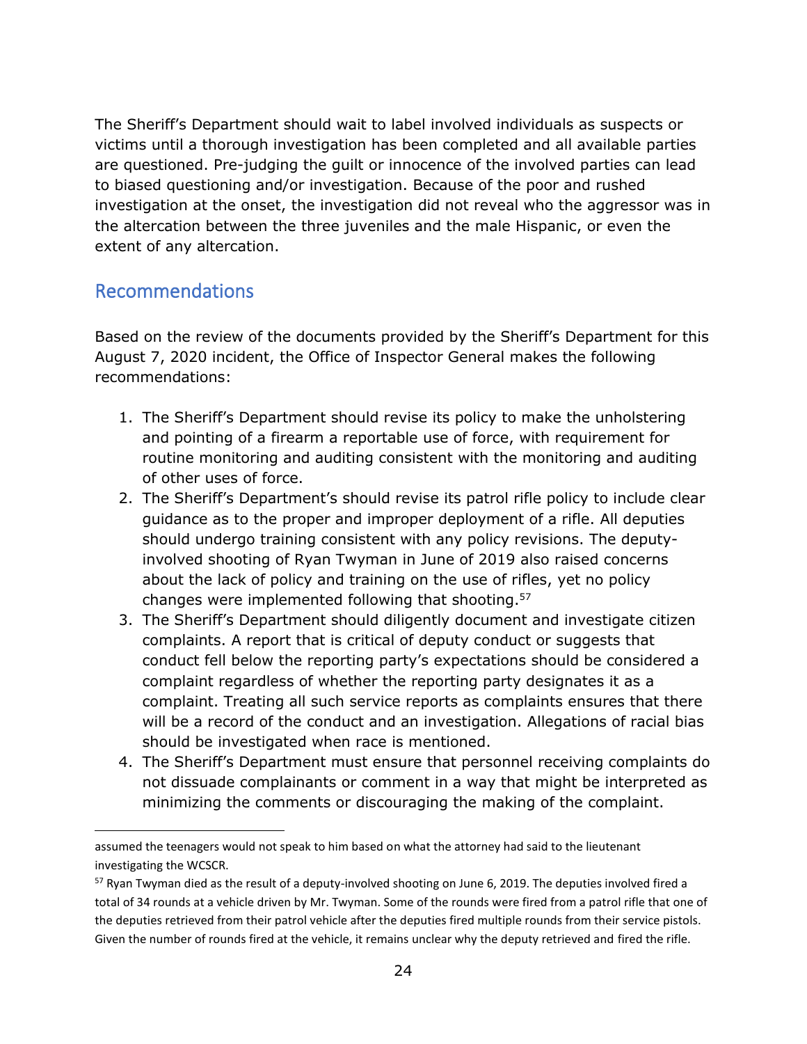The Sheriff's Department should wait to label involved individuals as suspects or victims until a thorough investigation has been completed and all available parties are questioned. Pre-judging the guilt or innocence of the involved parties can lead to biased questioning and/or investigation. Because of the poor and rushed investigation at the onset, the investigation did not reveal who the aggressor was in the altercation between the three juveniles and the male Hispanic, or even the extent of any altercation.

## Recommendations

Based on the review of the documents provided by the Sheriff's Department for this August 7, 2020 incident, the Office of Inspector General makes the following recommendations:

1. The Sheriff's Department should revise its policy to make the unholstering and pointing of a firearm a reportable use of force, with requirement for routine monitoring and auditing consistent with the monitoring and auditing of other uses of force.
2. The Sheriff's Department's should revise its patrol rifle policy to include clear guidance as to the proper and improper deployment of a rifle. All deputies should undergo training consistent with any policy revisions. The deputy-involved shooting of Ryan Twyman in June of 2019 also raised concerns about the lack of policy and training on the use of rifles, yet no policy changes were implemented following that shooting.[57]
3. The Sheriff's Department should diligently document and investigate citizen complaints. A report that is critical of deputy conduct or suggests that conduct fell below the reporting party's expectations should be considered a complaint regardless of whether the reporting party designates it as a complaint. Treating all such service reports as complaints ensures that there will be a record of the conduct and an investigation. Allegations of racial bias should be investigated when race is mentioned.
4. The Sheriff's Department must ensure that personnel receiving complaints do not dissuade complainants or comment in a way that might be interpreted as minimizing the comments or discouraging the making of the complaint.

---

assumed the teenagers would not speak to him based on what the attorney had said to the lieutenant investigating the WCSCR.

[57] Ryan Twyman died as the result of a deputy-involved shooting on June 6, 2019. The deputies involved fired a total of 34 rounds at a vehicle driven by Mr. Twyman. Some of the rounds were fired from a patrol rifle that one of the deputies retrieved from their patrol vehicle after the deputies fired multiple rounds from their service pistols. Given the number of rounds fired at the vehicle, it remains unclear why the deputy retrieved and fired the rifle.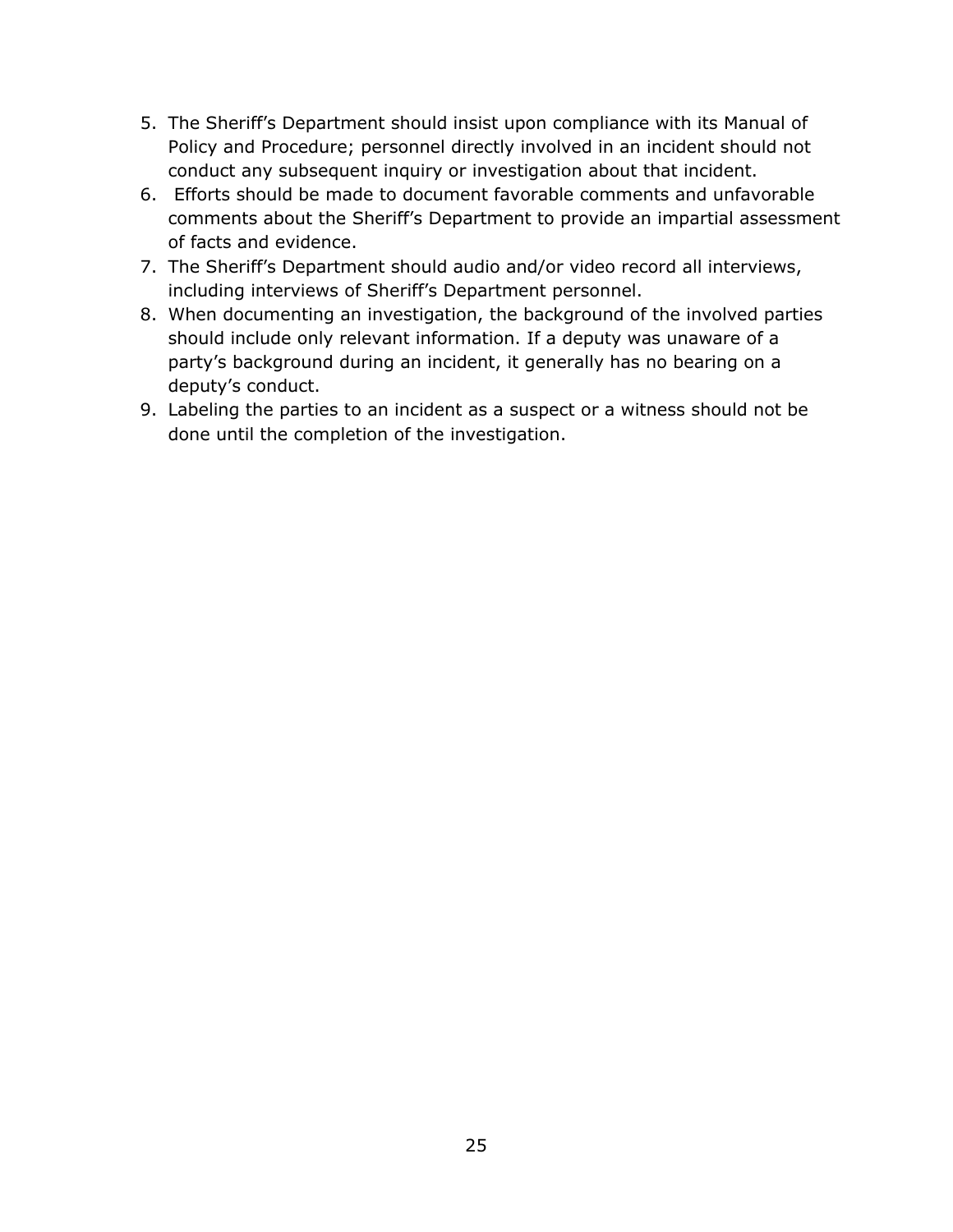5. The Sheriff’s Department should insist upon compliance with its Manual of Policy and Procedure; personnel directly involved in an incident should not conduct any subsequent inquiry or investigation about that incident.
6. Efforts should be made to document favorable comments and unfavorable comments about the Sheriff’s Department to provide an impartial assessment of facts and evidence.
7. The Sheriff’s Department should audio and/or video record all interviews, including interviews of Sheriff’s Department personnel.
8. When documenting an investigation, the background of the involved parties should include only relevant information. If a deputy was unaware of a party’s background during an incident, it generally has no bearing on a deputy’s conduct.
9. Labeling the parties to an incident as a suspect or a witness should not be done until the completion of the investigation.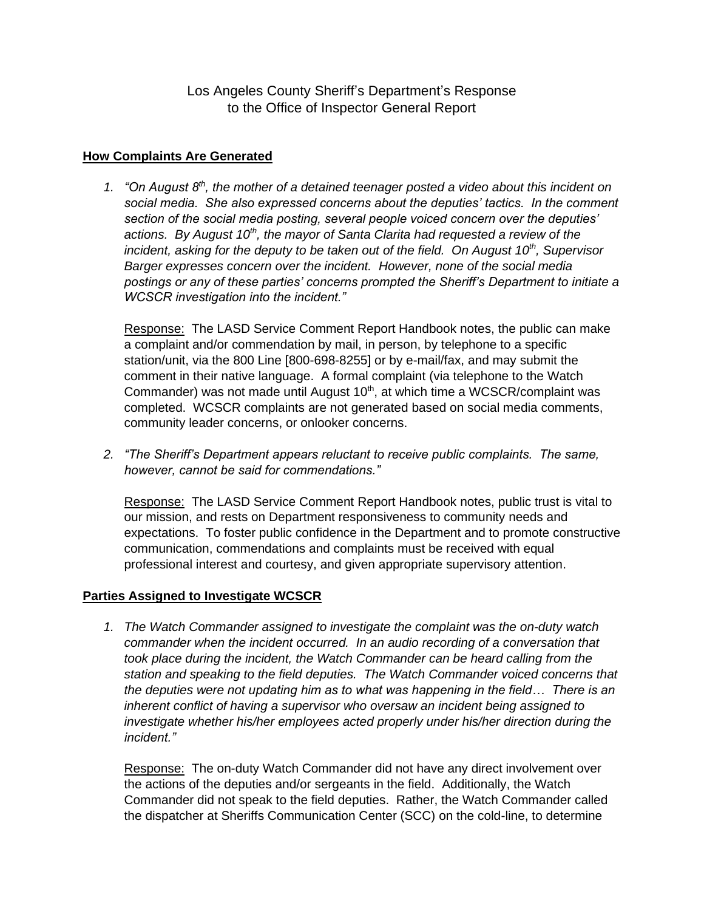Los Angeles County Sheriff's Department's Response
to the Office of Inspector General Report

**How Complaints Are Generated**

1. *"On August 8th, the mother of a detained teenager posted a video about this incident on social media. She also expressed concerns about the deputies' tactics. In the comment section of the social media posting, several people voiced concern over the deputies' actions. By August 10th, the mayor of Santa Clarita had requested a review of the incident, asking for the deputy to be taken out of the field. On August 10th, Supervisor Barger expresses concern over the incident. However, none of the social media postings or any of these parties' concerns prompted the Sheriff's Department to initiate a WCSCR investigation into the incident."*

   Response: The LASD Service Comment Report Handbook notes, the public can make a complaint and/or commendation by mail, in person, by telephone to a specific station/unit, via the 800 Line [800-698-8255] or by e-mail/fax, and may submit the comment in their native language. A formal complaint (via telephone to the Watch Commander) was not made until August 10th, at which time a WCSCR/complaint was completed. WCSCR complaints are not generated based on social media comments, community leader concerns, or onlooker concerns.

2. *"The Sheriff's Department appears reluctant to receive public complaints. The same, however, cannot be said for commendations."*

   Response: The LASD Service Comment Report Handbook notes, public trust is vital to our mission, and rests on Department responsiveness to community needs and expectations. To foster public confidence in the Department and to promote constructive communication, commendations and complaints must be received with equal professional interest and courtesy, and given appropriate supervisory attention.

**Parties Assigned to Investigate WCSCR**

1. *The Watch Commander assigned to investigate the complaint was the on-duty watch commander when the incident occurred. In an audio recording of a conversation that took place during the incident, the Watch Commander can be heard calling from the station and speaking to the field deputies. The Watch Commander voiced concerns that the deputies were not updating him as to what was happening in the field… There is an inherent conflict of having a supervisor who oversaw an incident being assigned to investigate whether his/her employees acted properly under his/her direction during the incident."*

   Response: The on-duty Watch Commander did not have any direct involvement over the actions of the deputies and/or sergeants in the field. Additionally, the Watch Commander did not speak to the field deputies. Rather, the Watch Commander called the dispatcher at Sheriffs Communication Center (SCC) on the cold-line, to determine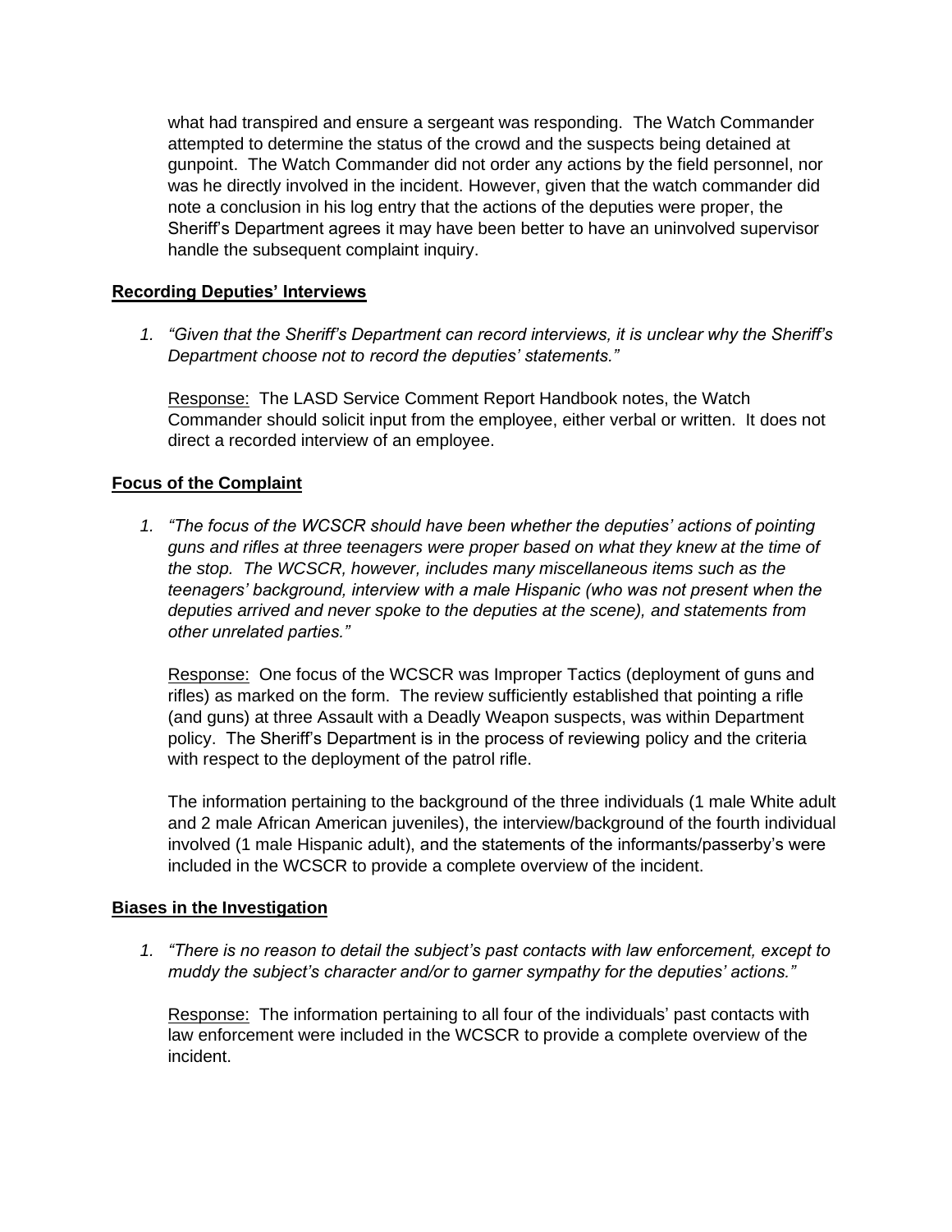what had transpired and ensure a sergeant was responding. The Watch Commander attempted to determine the status of the crowd and the suspects being detained at gunpoint. The Watch Commander did not order any actions by the field personnel, nor was he directly involved in the incident. However, given that the watch commander did note a conclusion in his log entry that the actions of the deputies were proper, the Sheriff's Department agrees it may have been better to have an uninvolved supervisor handle the subsequent complaint inquiry.

**Recording Deputies' Interviews**

1. *"Given that the Sheriff's Department can record interviews, it is unclear why the Sheriff's Department choose not to record the deputies' statements."*

   Response: The LASD Service Comment Report Handbook notes, the Watch Commander should solicit input from the employee, either verbal or written. It does not direct a recorded interview of an employee.

**Focus of the Complaint**

1. *"The focus of the WCSCR should have been whether the deputies' actions of pointing guns and rifles at three teenagers were proper based on what they knew at the time of the stop. The WCSCR, however, includes many miscellaneous items such as the teenagers' background, interview with a male Hispanic (who was not present when the deputies arrived and never spoke to the deputies at the scene), and statements from other unrelated parties."*

   Response: One focus of the WCSCR was Improper Tactics (deployment of guns and rifles) as marked on the form. The review sufficiently established that pointing a rifle (and guns) at three Assault with a Deadly Weapon suspects, was within Department policy. The Sheriff's Department is in the process of reviewing policy and the criteria with respect to the deployment of the patrol rifle.

   The information pertaining to the background of the three individuals (1 male White adult and 2 male African American juveniles), the interview/background of the fourth individual involved (1 male Hispanic adult), and the statements of the informants/passerby's were included in the WCSCR to provide a complete overview of the incident.

**Biases in the Investigation**

1. *"There is no reason to detail the subject's past contacts with law enforcement, except to muddy the subject's character and/or to garner sympathy for the deputies' actions."*

   Response: The information pertaining to all four of the individuals' past contacts with law enforcement were included in the WCSCR to provide a complete overview of the incident.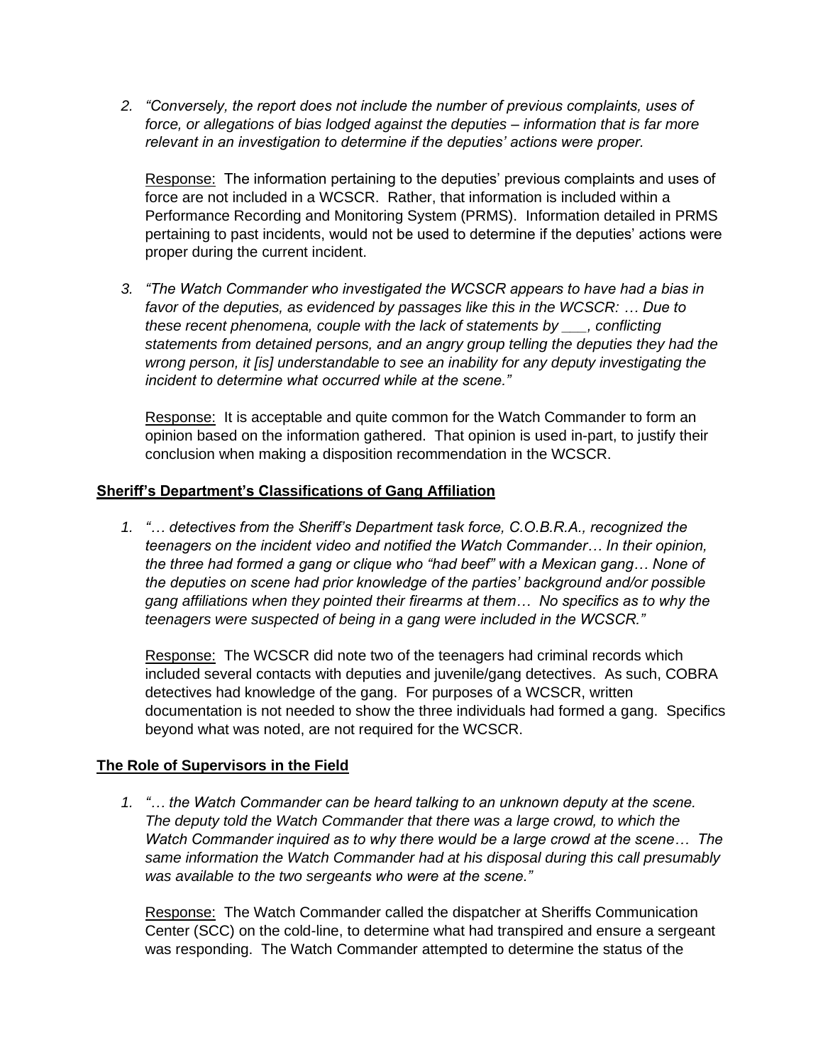2. *"Conversely, the report does not include the number of previous complaints, uses of force, or allegations of bias lodged against the deputies – information that is far more relevant in an investigation to determine if the deputies' actions were proper.*

   Response: The information pertaining to the deputies' previous complaints and uses of force are not included in a WCSCR. Rather, that information is included within a Performance Recording and Monitoring System (PRMS). Information detailed in PRMS pertaining to past incidents, would not be used to determine if the deputies' actions were proper during the current incident.

3. *"The Watch Commander who investigated the WCSCR appears to have had a bias in favor of the deputies, as evidenced by passages like this in the WCSCR: … Due to these recent phenomena, couple with the lack of statements by ___, conflicting statements from detained persons, and an angry group telling the deputies they had the wrong person, it [is] understandable to see an inability for any deputy investigating the incident to determine what occurred while at the scene."*

   Response: It is acceptable and quite common for the Watch Commander to form an opinion based on the information gathered. That opinion is used in-part, to justify their conclusion when making a disposition recommendation in the WCSCR.

**Sheriff's Department's Classifications of Gang Affiliation**

1. *"… detectives from the Sheriff's Department task force, C.O.B.R.A., recognized the teenagers on the incident video and notified the Watch Commander… In their opinion, the three had formed a gang or clique who "had beef" with a Mexican gang… None of the deputies on scene had prior knowledge of the parties' background and/or possible gang affiliations when they pointed their firearms at them… No specifics as to why the teenagers were suspected of being in a gang were included in the WCSCR."*

   Response: The WCSCR did note two of the teenagers had criminal records which included several contacts with deputies and juvenile/gang detectives. As such, COBRA detectives had knowledge of the gang. For purposes of a WCSCR, written documentation is not needed to show the three individuals had formed a gang. Specifics beyond what was noted, are not required for the WCSCR.

**The Role of Supervisors in the Field**

1. *"… the Watch Commander can be heard talking to an unknown deputy at the scene. The deputy told the Watch Commander that there was a large crowd, to which the Watch Commander inquired as to why there would be a large crowd at the scene… The same information the Watch Commander had at his disposal during this call presumably was available to the two sergeants who were at the scene."*

   Response: The Watch Commander called the dispatcher at Sheriffs Communication Center (SCC) on the cold-line, to determine what had transpired and ensure a sergeant was responding. The Watch Commander attempted to determine the status of the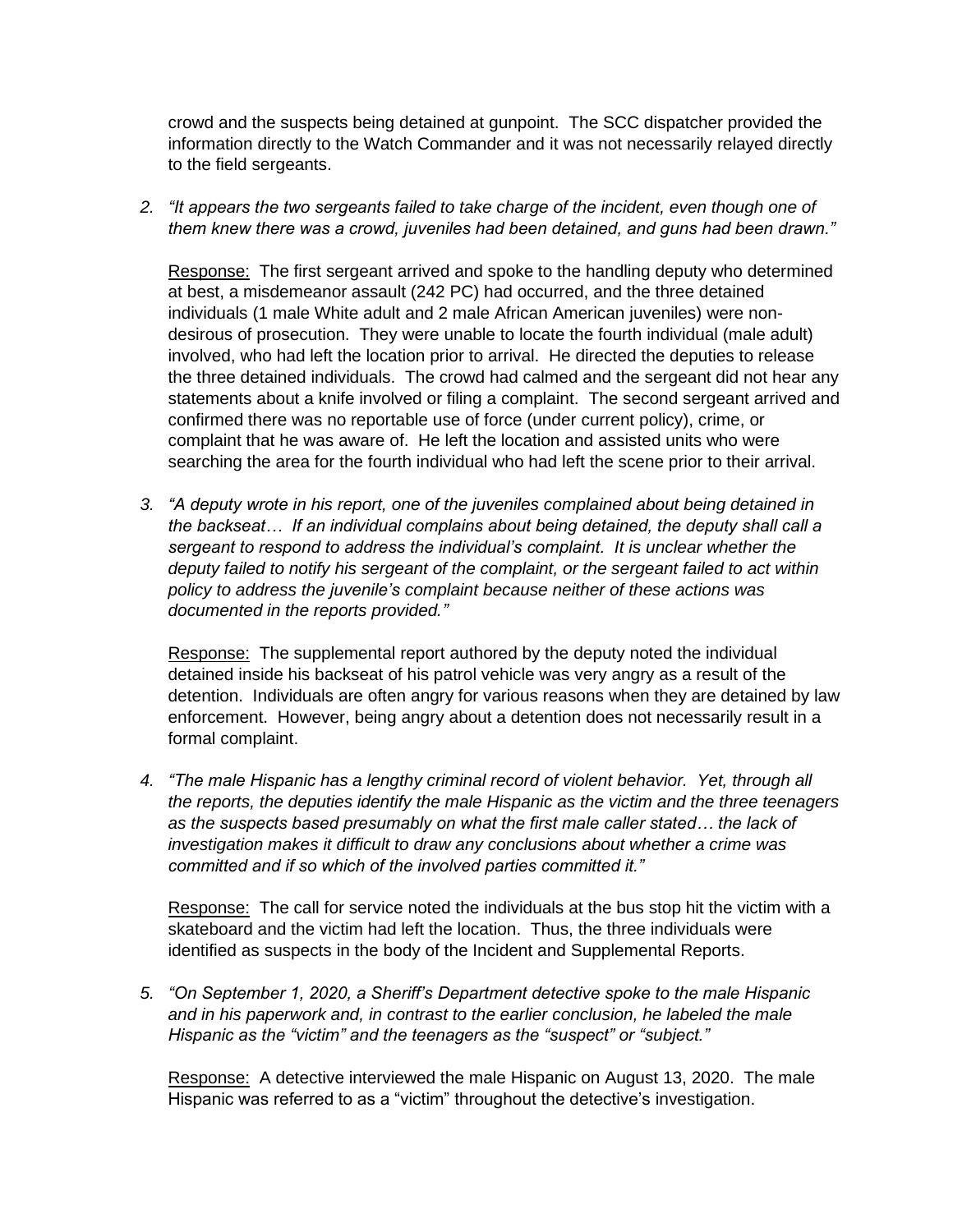crowd and the suspects being detained at gunpoint. The SCC dispatcher provided the information directly to the Watch Commander and it was not necessarily relayed directly to the field sergeants.

2. *"It appears the two sergeants failed to take charge of the incident, even though one of them knew there was a crowd, juveniles had been detained, and guns had been drawn."*

   Response: The first sergeant arrived and spoke to the handling deputy who determined at best, a misdemeanor assault (242 PC) had occurred, and the three detained individuals (1 male White adult and 2 male African American juveniles) were non-desirous of prosecution. They were unable to locate the fourth individual (male adult) involved, who had left the location prior to arrival. He directed the deputies to release the three detained individuals. The crowd had calmed and the sergeant did not hear any statements about a knife involved or filing a complaint. The second sergeant arrived and confirmed there was no reportable use of force (under current policy), crime, or complaint that he was aware of. He left the location and assisted units who were searching the area for the fourth individual who had left the scene prior to their arrival.

3. *"A deputy wrote in his report, one of the juveniles complained about being detained in the backseat… If an individual complains about being detained, the deputy shall call a sergeant to respond to address the individual's complaint. It is unclear whether the deputy failed to notify his sergeant of the complaint, or the sergeant failed to act within policy to address the juvenile's complaint because neither of these actions was documented in the reports provided."*

   Response: The supplemental report authored by the deputy noted the individual detained inside his backseat of his patrol vehicle was very angry as a result of the detention. Individuals are often angry for various reasons when they are detained by law enforcement. However, being angry about a detention does not necessarily result in a formal complaint.

4. *"The male Hispanic has a lengthy criminal record of violent behavior. Yet, through all the reports, the deputies identify the male Hispanic as the victim and the three teenagers as the suspects based presumably on what the first male caller stated… the lack of investigation makes it difficult to draw any conclusions about whether a crime was committed and if so which of the involved parties committed it."*

   Response: The call for service noted the individuals at the bus stop hit the victim with a skateboard and the victim had left the location. Thus, the three individuals were identified as suspects in the body of the Incident and Supplemental Reports.

5. *"On September 1, 2020, a Sheriff's Department detective spoke to the male Hispanic and in his paperwork and, in contrast to the earlier conclusion, he labeled the male Hispanic as the "victim" and the teenagers as the "suspect" or "subject."*

   Response: A detective interviewed the male Hispanic on August 13, 2020. The male Hispanic was referred to as a "victim" throughout the detective's investigation.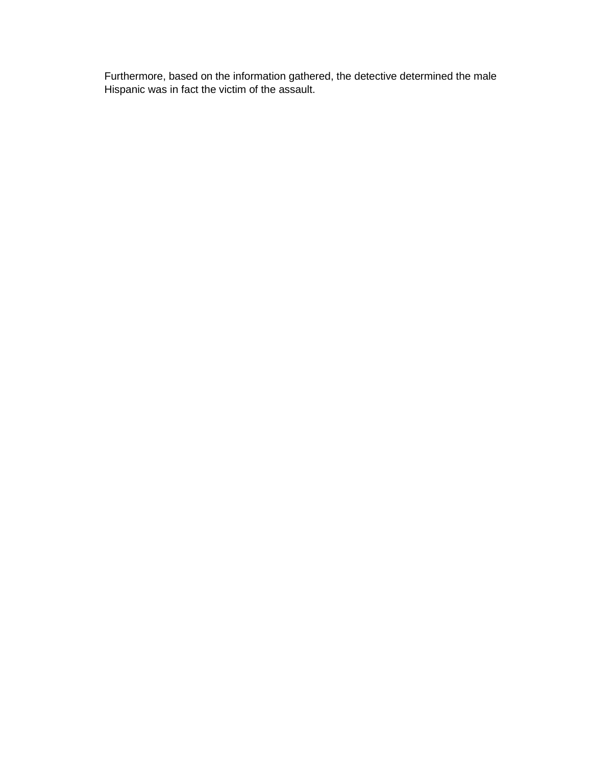Furthermore, based on the information gathered, the detective determined the male Hispanic was in fact the victim of the assault.